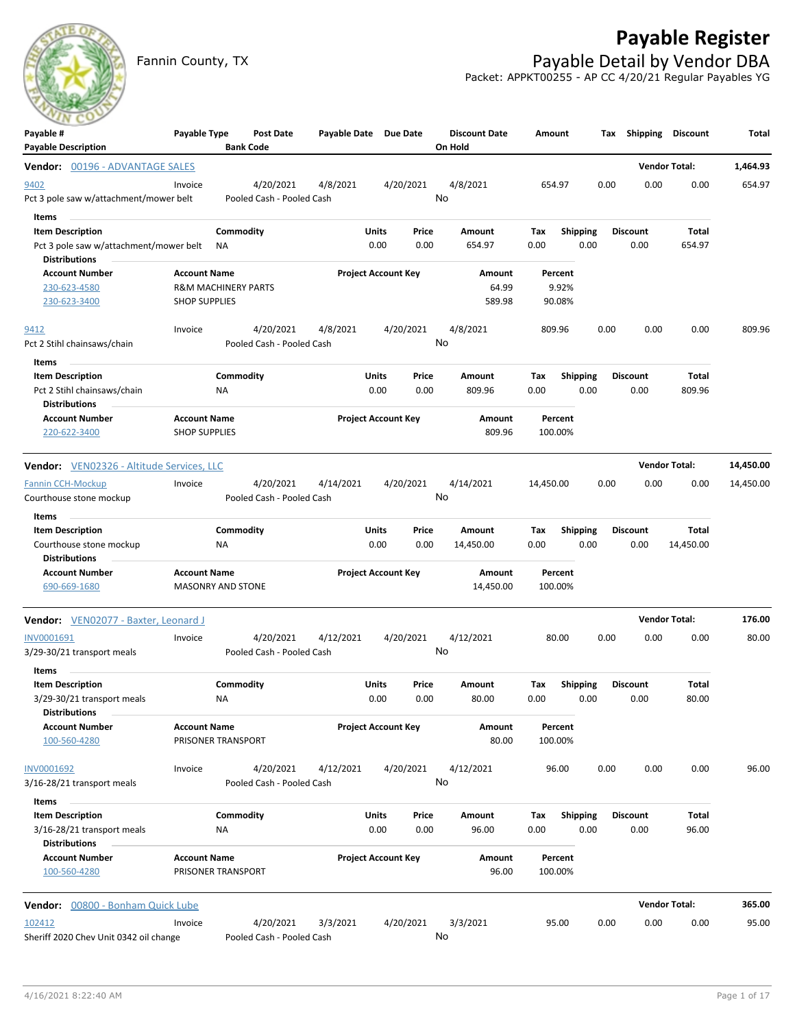# Payable Register

Fannin County, TX

## Payable Detail by Vendor DBA

Packet: APPKT00255 - AP CC 4/20/21 Regular Payables YG

| Payable # / Payable Description | Payable Type | Post Date / Bank Code | Payable Date | Due Date | Discount Date / On Hold | Amount | Tax | Shipping | Discount | Total |
|---|---|---|---|---|---|---|---|---|---|---|

**Vendor: 00196 - ADVANTAGE SALES** — Vendor Total: 1,464.93

| Payable # | Payable Type | Post Date | Payable Date | Due Date | Discount Date | Amount | Tax | Shipping | Discount | Total |
|---|---|---|---|---|---|---|---|---|---|---|
| 9402 | Invoice | 4/20/2021 | 4/8/2021 | 4/20/2021 | 4/8/2021 | 654.97 | 0.00 | 0.00 | 0.00 | 654.97 |

Pct 3 pole saw w/attachment/mower belt — Pooled Cash - Pooled Cash — On Hold: No

Items

| Item Description | Commodity | Units | Price | Amount | Tax | Shipping | Discount | Total |
|---|---|---|---|---|---|---|---|---|
| Pct 3 pole saw w/attachment/mower belt | NA | 0.00 | 0.00 | 654.97 | 0.00 | 0.00 | 0.00 | 654.97 |

Distributions

| Account Number | Account Name | Project Account Key | Amount | Percent |
|---|---|---|---|---|
| 230-623-4580 | R&M MACHINERY PARTS | | 64.99 | 9.92% |
| 230-623-3400 | SHOP SUPPLIES | | 589.98 | 90.08% |

| Payable # | Payable Type | Post Date | Payable Date | Due Date | Discount Date | Amount | Tax | Shipping | Discount | Total |
|---|---|---|---|---|---|---|---|---|---|---|
| 9412 | Invoice | 4/20/2021 | 4/8/2021 | 4/20/2021 | 4/8/2021 | 809.96 | 0.00 | 0.00 | 0.00 | 809.96 |

Pct 2 Stihl chainsaws/chain — Pooled Cash - Pooled Cash — On Hold: No

Items

| Item Description | Commodity | Units | Price | Amount | Tax | Shipping | Discount | Total |
|---|---|---|---|---|---|---|---|---|
| Pct 2 Stihl chainsaws/chain | NA | 0.00 | 0.00 | 809.96 | 0.00 | 0.00 | 0.00 | 809.96 |

Distributions

| Account Number | Account Name | Project Account Key | Amount | Percent |
|---|---|---|---|---|
| 220-622-3400 | SHOP SUPPLIES | | 809.96 | 100.00% |

**Vendor: VEN02326 - Altitude Services, LLC** — Vendor Total: 14,450.00

| Payable # | Payable Type | Post Date | Payable Date | Due Date | Discount Date | Amount | Tax | Shipping | Discount | Total |
|---|---|---|---|---|---|---|---|---|---|---|
| Fannin CCH-Mockup | Invoice | 4/20/2021 | 4/14/2021 | 4/20/2021 | 4/14/2021 | 14,450.00 | 0.00 | 0.00 | 0.00 | 14,450.00 |

Courthouse stone mockup — Pooled Cash - Pooled Cash — On Hold: No

Items

| Item Description | Commodity | Units | Price | Amount | Tax | Shipping | Discount | Total |
|---|---|---|---|---|---|---|---|---|
| Courthouse stone mockup | NA | 0.00 | 0.00 | 14,450.00 | 0.00 | 0.00 | 0.00 | 14,450.00 |

Distributions

| Account Number | Account Name | Project Account Key | Amount | Percent |
|---|---|---|---|---|
| 690-669-1680 | MASONRY AND STONE | | 14,450.00 | 100.00% |

**Vendor: VEN02077 - Baxter, Leonard J** — Vendor Total: 176.00

| Payable # | Payable Type | Post Date | Payable Date | Due Date | Discount Date | Amount | Tax | Shipping | Discount | Total |
|---|---|---|---|---|---|---|---|---|---|---|
| INV0001691 | Invoice | 4/20/2021 | 4/12/2021 | 4/20/2021 | 4/12/2021 | 80.00 | 0.00 | 0.00 | 0.00 | 80.00 |

3/29-30/21 transport meals — Pooled Cash - Pooled Cash — On Hold: No

Items

| Item Description | Commodity | Units | Price | Amount | Tax | Shipping | Discount | Total |
|---|---|---|---|---|---|---|---|---|
| 3/29-30/21 transport meals | NA | 0.00 | 0.00 | 80.00 | 0.00 | 0.00 | 0.00 | 80.00 |

Distributions

| Account Number | Account Name | Project Account Key | Amount | Percent |
|---|---|---|---|---|
| 100-560-4280 | PRISONER TRANSPORT | | 80.00 | 100.00% |

| Payable # | Payable Type | Post Date | Payable Date | Due Date | Discount Date | Amount | Tax | Shipping | Discount | Total |
|---|---|---|---|---|---|---|---|---|---|---|
| INV0001692 | Invoice | 4/20/2021 | 4/12/2021 | 4/20/2021 | 4/12/2021 | 96.00 | 0.00 | 0.00 | 0.00 | 96.00 |

3/16-28/21 transport meals — Pooled Cash - Pooled Cash — On Hold: No

Items

| Item Description | Commodity | Units | Price | Amount | Tax | Shipping | Discount | Total |
|---|---|---|---|---|---|---|---|---|
| 3/16-28/21 transport meals | NA | 0.00 | 0.00 | 96.00 | 0.00 | 0.00 | 0.00 | 96.00 |

Distributions

| Account Number | Account Name | Project Account Key | Amount | Percent |
|---|---|---|---|---|
| 100-560-4280 | PRISONER TRANSPORT | | 96.00 | 100.00% |

**Vendor: 00800 - Bonham Quick Lube** — Vendor Total: 365.00

| Payable # | Payable Type | Post Date | Payable Date | Due Date | Discount Date | Amount | Tax | Shipping | Discount | Total |
|---|---|---|---|---|---|---|---|---|---|---|
| 102412 | Invoice | 4/20/2021 | 3/3/2021 | 4/20/2021 | 3/3/2021 | 95.00 | 0.00 | 0.00 | 0.00 | 95.00 |

Sheriff 2020 Chev Unit 0342 oil change — Pooled Cash - Pooled Cash — On Hold: No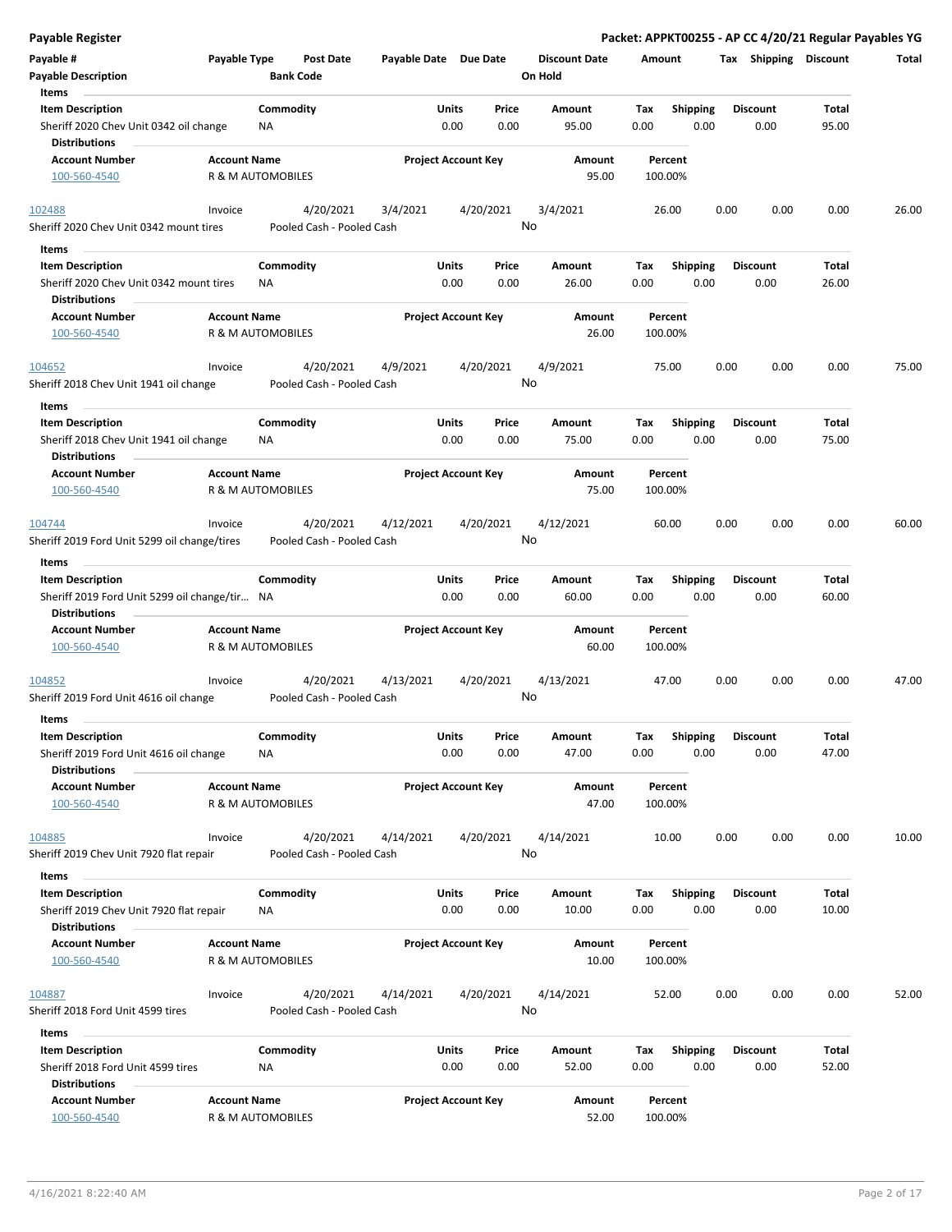| Payable # | Payable Type | Post Date | Payable Date | Due Date | Discount Date | Amount | Tax | Shipping | Discount | Total |
|---|---|---|---|---|---|---|---|---|---|---|
| Payable Description | | Bank Code | | | On Hold | | | | | |

Items

| Item Description | Commodity | Units | Price | Amount | Tax | Shipping | Discount | Total |
|---|---|---|---|---|---|---|---|---|
| Sheriff 2020 Chev Unit 0342 oil change | NA | 0.00 | 0.00 | 95.00 | 0.00 | 0.00 | 0.00 | 95.00 |

Distributions

| Account Number | Account Name | Project Account Key | Amount | Percent |
|---|---|---|---|---|
| 100-560-4540 | R & M AUTOMOBILES | | 95.00 | 100.00% |

| Payable # | Payable Type | Post Date | Payable Date | Due Date | Discount Date | Amount | Tax | Shipping | Discount | Total |
|---|---|---|---|---|---|---|---|---|---|---|
| 102488 | Invoice | 4/20/2021 | 3/4/2021 | 4/20/2021 | 3/4/2021 | 26.00 | 0.00 | 0.00 | 0.00 | 26.00 |
| Sheriff 2020 Chev Unit 0342 mount tires | | Pooled Cash - Pooled Cash | | | No | | | | | |

Items

| Item Description | Commodity | Units | Price | Amount | Tax | Shipping | Discount | Total |
|---|---|---|---|---|---|---|---|---|
| Sheriff 2020 Chev Unit 0342 mount tires | NA | 0.00 | 0.00 | 26.00 | 0.00 | 0.00 | 0.00 | 26.00 |

Distributions

| Account Number | Account Name | Project Account Key | Amount | Percent |
|---|---|---|---|---|
| 100-560-4540 | R & M AUTOMOBILES | | 26.00 | 100.00% |

| Payable # | Payable Type | Post Date | Payable Date | Due Date | Discount Date | Amount | Tax | Shipping | Discount | Total |
|---|---|---|---|---|---|---|---|---|---|---|
| 104652 | Invoice | 4/20/2021 | 4/9/2021 | 4/20/2021 | 4/9/2021 | 75.00 | 0.00 | 0.00 | 0.00 | 75.00 |
| Sheriff 2018 Chev Unit 1941 oil change | | Pooled Cash - Pooled Cash | | | No | | | | | |

Items

| Item Description | Commodity | Units | Price | Amount | Tax | Shipping | Discount | Total |
|---|---|---|---|---|---|---|---|---|
| Sheriff 2018 Chev Unit 1941 oil change | NA | 0.00 | 0.00 | 75.00 | 0.00 | 0.00 | 0.00 | 75.00 |

Distributions

| Account Number | Account Name | Project Account Key | Amount | Percent |
|---|---|---|---|---|
| 100-560-4540 | R & M AUTOMOBILES | | 75.00 | 100.00% |

| Payable # | Payable Type | Post Date | Payable Date | Due Date | Discount Date | Amount | Tax | Shipping | Discount | Total |
|---|---|---|---|---|---|---|---|---|---|---|
| 104744 | Invoice | 4/20/2021 | 4/12/2021 | 4/20/2021 | 4/12/2021 | 60.00 | 0.00 | 0.00 | 0.00 | 60.00 |
| Sheriff 2019 Ford Unit 5299 oil change/tires | | Pooled Cash - Pooled Cash | | | No | | | | | |

Items

| Item Description | Commodity | Units | Price | Amount | Tax | Shipping | Discount | Total |
|---|---|---|---|---|---|---|---|---|
| Sheriff 2019 Ford Unit 5299 oil change/tir... | NA | 0.00 | 0.00 | 60.00 | 0.00 | 0.00 | 0.00 | 60.00 |

Distributions

| Account Number | Account Name | Project Account Key | Amount | Percent |
|---|---|---|---|---|
| 100-560-4540 | R & M AUTOMOBILES | | 60.00 | 100.00% |

| Payable # | Payable Type | Post Date | Payable Date | Due Date | Discount Date | Amount | Tax | Shipping | Discount | Total |
|---|---|---|---|---|---|---|---|---|---|---|
| 104852 | Invoice | 4/20/2021 | 4/13/2021 | 4/20/2021 | 4/13/2021 | 47.00 | 0.00 | 0.00 | 0.00 | 47.00 |
| Sheriff 2019 Ford Unit 4616 oil change | | Pooled Cash - Pooled Cash | | | No | | | | | |

Items

| Item Description | Commodity | Units | Price | Amount | Tax | Shipping | Discount | Total |
|---|---|---|---|---|---|---|---|---|
| Sheriff 2019 Ford Unit 4616 oil change | NA | 0.00 | 0.00 | 47.00 | 0.00 | 0.00 | 0.00 | 47.00 |

Distributions

| Account Number | Account Name | Project Account Key | Amount | Percent |
|---|---|---|---|---|
| 100-560-4540 | R & M AUTOMOBILES | | 47.00 | 100.00% |

| Payable # | Payable Type | Post Date | Payable Date | Due Date | Discount Date | Amount | Tax | Shipping | Discount | Total |
|---|---|---|---|---|---|---|---|---|---|---|
| 104885 | Invoice | 4/20/2021 | 4/14/2021 | 4/20/2021 | 4/14/2021 | 10.00 | 0.00 | 0.00 | 0.00 | 10.00 |
| Sheriff 2019 Chev Unit 7920 flat repair | | Pooled Cash - Pooled Cash | | | No | | | | | |

Items

| Item Description | Commodity | Units | Price | Amount | Tax | Shipping | Discount | Total |
|---|---|---|---|---|---|---|---|---|
| Sheriff 2019 Chev Unit 7920 flat repair | NA | 0.00 | 0.00 | 10.00 | 0.00 | 0.00 | 0.00 | 10.00 |

Distributions

| Account Number | Account Name | Project Account Key | Amount | Percent |
|---|---|---|---|---|
| 100-560-4540 | R & M AUTOMOBILES | | 10.00 | 100.00% |

| Payable # | Payable Type | Post Date | Payable Date | Due Date | Discount Date | Amount | Tax | Shipping | Discount | Total |
|---|---|---|---|---|---|---|---|---|---|---|
| 104887 | Invoice | 4/20/2021 | 4/14/2021 | 4/20/2021 | 4/14/2021 | 52.00 | 0.00 | 0.00 | 0.00 | 52.00 |
| Sheriff 2018 Ford Unit 4599 tires | | Pooled Cash - Pooled Cash | | | No | | | | | |

Items

| Item Description | Commodity | Units | Price | Amount | Tax | Shipping | Discount | Total |
|---|---|---|---|---|---|---|---|---|
| Sheriff 2018 Ford Unit 4599 tires | NA | 0.00 | 0.00 | 52.00 | 0.00 | 0.00 | 0.00 | 52.00 |

Distributions

| Account Number | Account Name | Project Account Key | Amount | Percent |
|---|---|---|---|---|
| 100-560-4540 | R & M AUTOMOBILES | | 52.00 | 100.00% |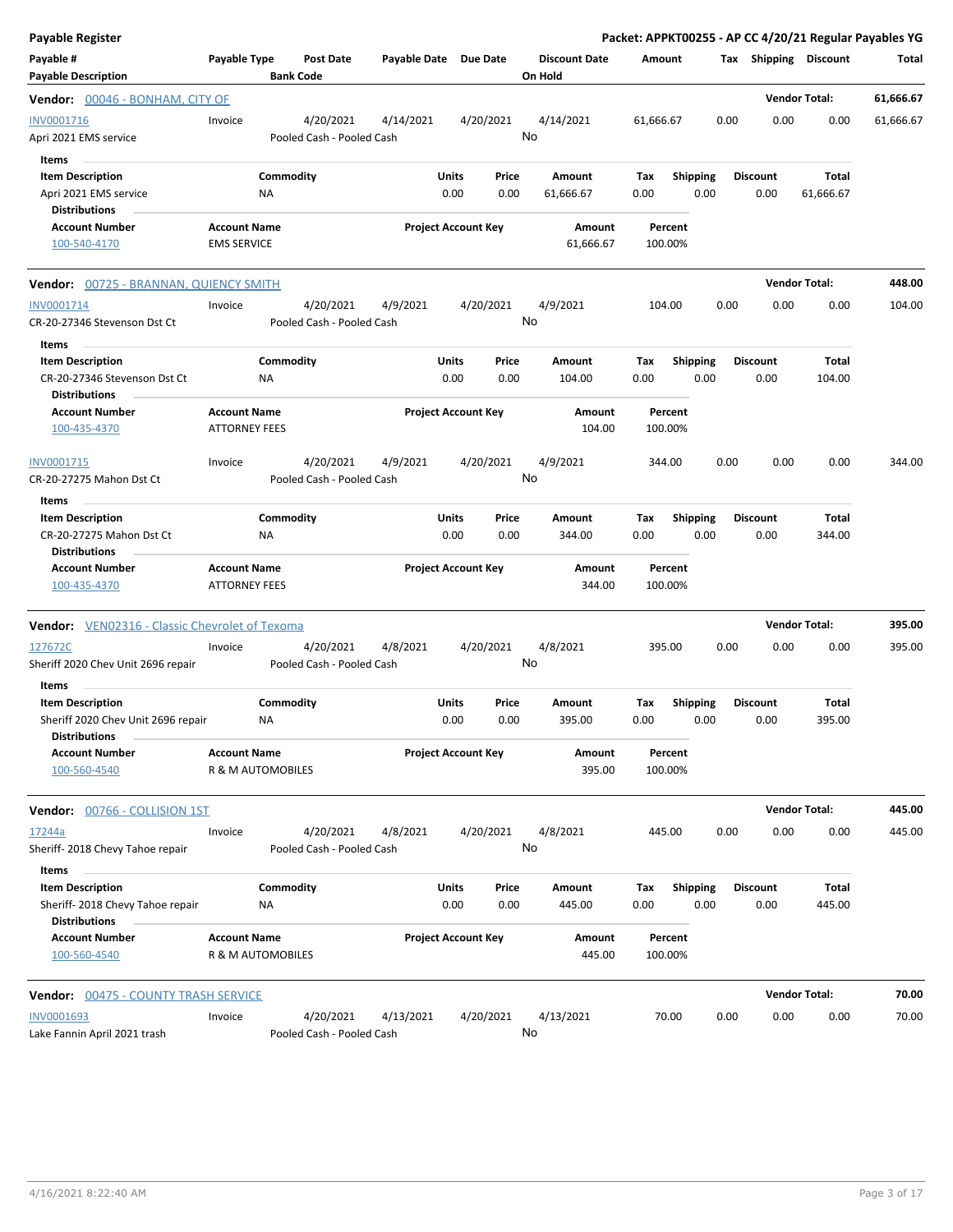**Payable Register** — **Packet: APPKT00255 - AP CC 4/20/21 Regular Payables YG**

| Payable # / Payable Description | Payable Type | Post Date / Bank Code | Payable Date | Due Date | Discount Date / On Hold | Amount | Tax | Shipping | Discount | Total |
|---|---|---|---|---|---|---|---|---|---|---|

**Vendor: 00046 - BONHAM, CITY OF** — Vendor Total: **61,666.67**

| Payable # | Payable Type | Post Date | Payable Date | Due Date | Discount Date | Amount | Tax | Shipping | Discount | Total |
|---|---|---|---|---|---|---|---|---|---|---|
| INV0001716 | Invoice | 4/20/2021 | 4/14/2021 | 4/20/2021 | 4/14/2021 | 61,666.67 | 0.00 | 0.00 | 0.00 | 61,666.67 |
| Apri 2021 EMS service | | Pooled Cash - Pooled Cash | | | No | | | | | |

Items

| Item Description | Commodity | Units | Price | Amount | Tax | Shipping | Discount | Total |
|---|---|---|---|---|---|---|---|---|
| Apri 2021 EMS service | NA | 0.00 | 0.00 | 61,666.67 | 0.00 | 0.00 | 0.00 | 61,666.67 |

Distributions

| Account Number | Account Name | Project Account Key | Amount | Percent |
|---|---|---|---|---|
| 100-540-4170 | EMS SERVICE | | 61,666.67 | 100.00% |

**Vendor: 00725 - BRANNAN, QUIENCY SMITH** — Vendor Total: **448.00**

| Payable # | Payable Type | Post Date | Payable Date | Due Date | Discount Date | Amount | Tax | Shipping | Discount | Total |
|---|---|---|---|---|---|---|---|---|---|---|
| INV0001714 | Invoice | 4/20/2021 | 4/9/2021 | 4/20/2021 | 4/9/2021 | 104.00 | 0.00 | 0.00 | 0.00 | 104.00 |
| CR-20-27346 Stevenson Dst Ct | | Pooled Cash - Pooled Cash | | | No | | | | | |

Items

| Item Description | Commodity | Units | Price | Amount | Tax | Shipping | Discount | Total |
|---|---|---|---|---|---|---|---|---|
| CR-20-27346 Stevenson Dst Ct | NA | 0.00 | 0.00 | 104.00 | 0.00 | 0.00 | 0.00 | 104.00 |

Distributions

| Account Number | Account Name | Project Account Key | Amount | Percent |
|---|---|---|---|---|
| 100-435-4370 | ATTORNEY FEES | | 104.00 | 100.00% |

| Payable # | Payable Type | Post Date | Payable Date | Due Date | Discount Date | Amount | Tax | Shipping | Discount | Total |
|---|---|---|---|---|---|---|---|---|---|---|
| INV0001715 | Invoice | 4/20/2021 | 4/9/2021 | 4/20/2021 | 4/9/2021 | 344.00 | 0.00 | 0.00 | 0.00 | 344.00 |
| CR-20-27275 Mahon Dst Ct | | Pooled Cash - Pooled Cash | | | No | | | | | |

Items

| Item Description | Commodity | Units | Price | Amount | Tax | Shipping | Discount | Total |
|---|---|---|---|---|---|---|---|---|
| CR-20-27275 Mahon Dst Ct | NA | 0.00 | 0.00 | 344.00 | 0.00 | 0.00 | 0.00 | 344.00 |

Distributions

| Account Number | Account Name | Project Account Key | Amount | Percent |
|---|---|---|---|---|
| 100-435-4370 | ATTORNEY FEES | | 344.00 | 100.00% |

**Vendor: VEN02316 - Classic Chevrolet of Texoma** — Vendor Total: **395.00**

| Payable # | Payable Type | Post Date | Payable Date | Due Date | Discount Date | Amount | Tax | Shipping | Discount | Total |
|---|---|---|---|---|---|---|---|---|---|---|
| 127672C | Invoice | 4/20/2021 | 4/8/2021 | 4/20/2021 | 4/8/2021 | 395.00 | 0.00 | 0.00 | 0.00 | 395.00 |
| Sheriff 2020 Chev Unit 2696 repair | | Pooled Cash - Pooled Cash | | | No | | | | | |

Items

| Item Description | Commodity | Units | Price | Amount | Tax | Shipping | Discount | Total |
|---|---|---|---|---|---|---|---|---|
| Sheriff 2020 Chev Unit 2696 repair | NA | 0.00 | 0.00 | 395.00 | 0.00 | 0.00 | 0.00 | 395.00 |

Distributions

| Account Number | Account Name | Project Account Key | Amount | Percent |
|---|---|---|---|---|
| 100-560-4540 | R & M AUTOMOBILES | | 395.00 | 100.00% |

**Vendor: 00766 - COLLISION 1ST** — Vendor Total: **445.00**

| Payable # | Payable Type | Post Date | Payable Date | Due Date | Discount Date | Amount | Tax | Shipping | Discount | Total |
|---|---|---|---|---|---|---|---|---|---|---|
| 17244a | Invoice | 4/20/2021 | 4/8/2021 | 4/20/2021 | 4/8/2021 | 445.00 | 0.00 | 0.00 | 0.00 | 445.00 |
| Sheriff- 2018 Chevy Tahoe repair | | Pooled Cash - Pooled Cash | | | No | | | | | |

Items

| Item Description | Commodity | Units | Price | Amount | Tax | Shipping | Discount | Total |
|---|---|---|---|---|---|---|---|---|
| Sheriff- 2018 Chevy Tahoe repair | NA | 0.00 | 0.00 | 445.00 | 0.00 | 0.00 | 0.00 | 445.00 |

Distributions

| Account Number | Account Name | Project Account Key | Amount | Percent |
|---|---|---|---|---|
| 100-560-4540 | R & M AUTOMOBILES | | 445.00 | 100.00% |

**Vendor: 00475 - COUNTY TRASH SERVICE** — Vendor Total: **70.00**

| Payable # | Payable Type | Post Date | Payable Date | Due Date | Discount Date | Amount | Tax | Shipping | Discount | Total |
|---|---|---|---|---|---|---|---|---|---|---|
| INV0001693 | Invoice | 4/20/2021 | 4/13/2021 | 4/20/2021 | 4/13/2021 | 70.00 | 0.00 | 0.00 | 0.00 | 70.00 |
| Lake Fannin April 2021 trash | | Pooled Cash - Pooled Cash | | | No | | | | | |

4/16/2021 8:22:40 AM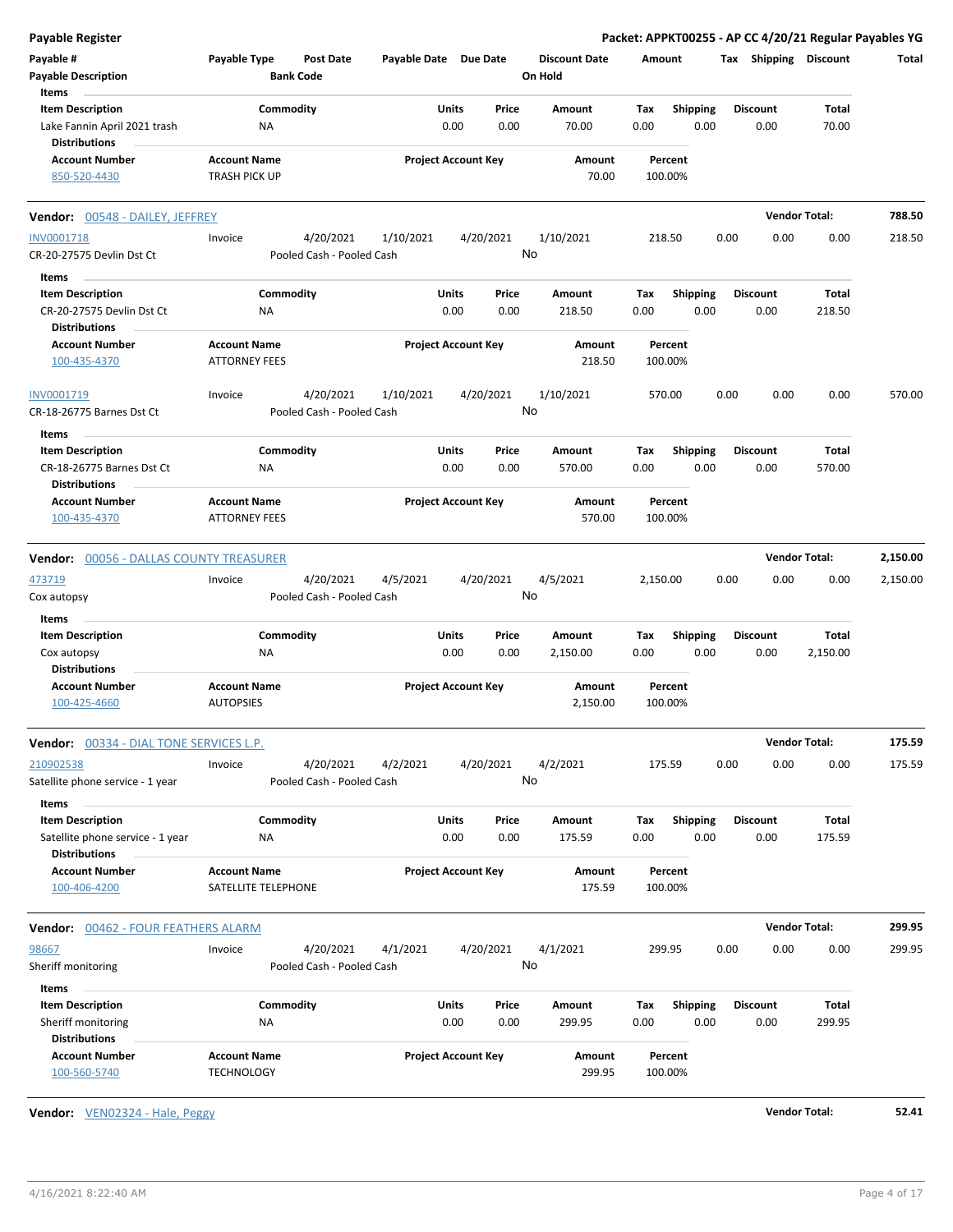**Payable Register** — **Packet: APPKT00255 - AP CC 4/20/21 Regular Payables YG**

| Payable # | Payable Type | Post Date | Payable Date | Due Date | Discount Date | Amount | Tax | Shipping | Discount | Total |
|---|---|---|---|---|---|---|---|---|---|---|
| Payable Description | | Bank Code | | | On Hold | | | | | |

**Items**

| Item Description | Commodity | Units | Price | Amount | Tax | Shipping | Discount | Total |
|---|---|---|---|---|---|---|---|---|
| Lake Fannin April 2021 trash | NA | 0.00 | 0.00 | 70.00 | 0.00 | 0.00 | 0.00 | 70.00 |

**Distributions**

| Account Number | Account Name | Project Account Key | Amount | Percent |
|---|---|---|---|---|
| 850-520-4430 | TRASH PICK UP | | 70.00 | 100.00% |

**Vendor: 00548 - DAILEY, JEFFREY** — **Vendor Total: 788.50**

| Payable # | Payable Type | Post Date | Payable Date | Due Date | Discount Date | Amount | Tax | Shipping | Discount | Total |
|---|---|---|---|---|---|---|---|---|---|---|
| INV0001718 | Invoice | 4/20/2021 | 1/10/2021 | 4/20/2021 | 1/10/2021 | 218.50 | 0.00 | 0.00 | 0.00 | 218.50 |
| CR-20-27575 Devlin Dst Ct | | Pooled Cash - Pooled Cash | | | No | | | | | |

**Items**

| Item Description | Commodity | Units | Price | Amount | Tax | Shipping | Discount | Total |
|---|---|---|---|---|---|---|---|---|
| CR-20-27575 Devlin Dst Ct | NA | 0.00 | 0.00 | 218.50 | 0.00 | 0.00 | 0.00 | 218.50 |

**Distributions**

| Account Number | Account Name | Project Account Key | Amount | Percent |
|---|---|---|---|---|
| 100-435-4370 | ATTORNEY FEES | | 218.50 | 100.00% |

| Payable # | Payable Type | Post Date | Payable Date | Due Date | Discount Date | Amount | Tax | Shipping | Discount | Total |
|---|---|---|---|---|---|---|---|---|---|---|
| INV0001719 | Invoice | 4/20/2021 | 1/10/2021 | 4/20/2021 | 1/10/2021 | 570.00 | 0.00 | 0.00 | 0.00 | 570.00 |
| CR-18-26775 Barnes Dst Ct | | Pooled Cash - Pooled Cash | | | No | | | | | |

**Items**

| Item Description | Commodity | Units | Price | Amount | Tax | Shipping | Discount | Total |
|---|---|---|---|---|---|---|---|---|
| CR-18-26775 Barnes Dst Ct | NA | 0.00 | 0.00 | 570.00 | 0.00 | 0.00 | 0.00 | 570.00 |

**Distributions**

| Account Number | Account Name | Project Account Key | Amount | Percent |
|---|---|---|---|---|
| 100-435-4370 | ATTORNEY FEES | | 570.00 | 100.00% |

**Vendor: 00056 - DALLAS COUNTY TREASURER** — **Vendor Total: 2,150.00**

| Payable # | Payable Type | Post Date | Payable Date | Due Date | Discount Date | Amount | Tax | Shipping | Discount | Total |
|---|---|---|---|---|---|---|---|---|---|---|
| 473719 | Invoice | 4/20/2021 | 4/5/2021 | 4/20/2021 | 4/5/2021 | 2,150.00 | 0.00 | 0.00 | 0.00 | 2,150.00 |
| Cox autopsy | | Pooled Cash - Pooled Cash | | | No | | | | | |

**Items**

| Item Description | Commodity | Units | Price | Amount | Tax | Shipping | Discount | Total |
|---|---|---|---|---|---|---|---|---|
| Cox autopsy | NA | 0.00 | 0.00 | 2,150.00 | 0.00 | 0.00 | 0.00 | 2,150.00 |

**Distributions**

| Account Number | Account Name | Project Account Key | Amount | Percent |
|---|---|---|---|---|
| 100-425-4660 | AUTOPSIES | | 2,150.00 | 100.00% |

**Vendor: 00334 - DIAL TONE SERVICES L.P.** — **Vendor Total: 175.59**

| Payable # | Payable Type | Post Date | Payable Date | Due Date | Discount Date | Amount | Tax | Shipping | Discount | Total |
|---|---|---|---|---|---|---|---|---|---|---|
| 210902538 | Invoice | 4/20/2021 | 4/2/2021 | 4/20/2021 | 4/2/2021 | 175.59 | 0.00 | 0.00 | 0.00 | 175.59 |
| Satellite phone service - 1 year | | Pooled Cash - Pooled Cash | | | No | | | | | |

**Items**

| Item Description | Commodity | Units | Price | Amount | Tax | Shipping | Discount | Total |
|---|---|---|---|---|---|---|---|---|
| Satellite phone service - 1 year | NA | 0.00 | 0.00 | 175.59 | 0.00 | 0.00 | 0.00 | 175.59 |

**Distributions**

| Account Number | Account Name | Project Account Key | Amount | Percent |
|---|---|---|---|---|
| 100-406-4200 | SATELLITE TELEPHONE | | 175.59 | 100.00% |

**Vendor: 00462 - FOUR FEATHERS ALARM** — **Vendor Total: 299.95**

| Payable # | Payable Type | Post Date | Payable Date | Due Date | Discount Date | Amount | Tax | Shipping | Discount | Total |
|---|---|---|---|---|---|---|---|---|---|---|
| 98667 | Invoice | 4/20/2021 | 4/1/2021 | 4/20/2021 | 4/1/2021 | 299.95 | 0.00 | 0.00 | 0.00 | 299.95 |
| Sheriff monitoring | | Pooled Cash - Pooled Cash | | | No | | | | | |

**Items**

| Item Description | Commodity | Units | Price | Amount | Tax | Shipping | Discount | Total |
|---|---|---|---|---|---|---|---|---|
| Sheriff monitoring | NA | 0.00 | 0.00 | 299.95 | 0.00 | 0.00 | 0.00 | 299.95 |

**Distributions**

| Account Number | Account Name | Project Account Key | Amount | Percent |
|---|---|---|---|---|
| 100-560-5740 | TECHNOLOGY | | 299.95 | 100.00% |

**Vendor: VEN02324 - Hale, Peggy** — **Vendor Total: 52.41**

4/16/2021 8:22:40 AM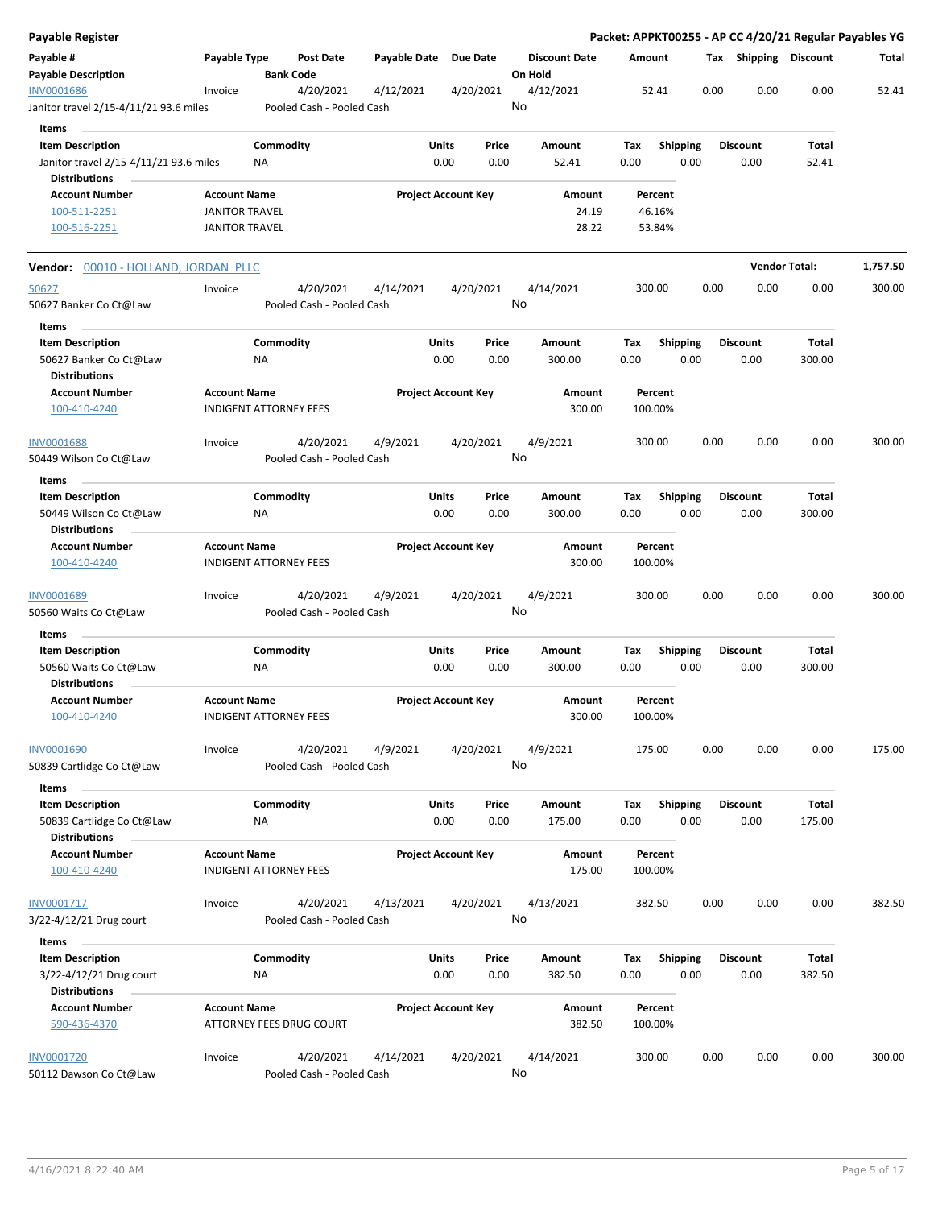| Payable # | Payable Type | Post Date | Payable Date | Due Date | Discount Date | Amount | Tax | Shipping | Discount | Total |
|---|---|---|---|---|---|---|---|---|---|---|
| Payable Description | | Bank Code | | | On Hold | | | | | |
| INV0001686 | Invoice | 4/20/2021 | 4/12/2021 | 4/20/2021 | 4/12/2021 | 52.41 | 0.00 | 0.00 | 0.00 | 52.41 |
| Janitor travel 2/15-4/11/21 93.6 miles | | Pooled Cash - Pooled Cash | | | No | | | | | |

**Items**

| Item Description | Commodity | Units | Price | Amount | Tax | Shipping | Discount | Total |
|---|---|---|---|---|---|---|---|---|
| Janitor travel 2/15-4/11/21 93.6 miles | NA | 0.00 | 0.00 | 52.41 | 0.00 | 0.00 | 0.00 | 52.41 |

**Distributions**

| Account Number | Account Name | Project Account Key | Amount | Percent |
|---|---|---|---|---|
| 100-511-2251 | JANITOR TRAVEL | | 24.19 | 46.16% |
| 100-516-2251 | JANITOR TRAVEL | | 28.22 | 53.84% |

**Vendor:** 00010 - HOLLAND, JORDAN PLLC — **Vendor Total:** 1,757.50

| Payable # | Payable Type | Post Date | Payable Date | Due Date | Discount Date | Amount | Tax | Shipping | Discount | Total |
|---|---|---|---|---|---|---|---|---|---|---|
| 50627 | Invoice | 4/20/2021 | 4/14/2021 | 4/20/2021 | 4/14/2021 | 300.00 | 0.00 | 0.00 | 0.00 | 300.00 |
| 50627 Banker Co Ct@Law | | Pooled Cash - Pooled Cash | | | No | | | | | |

**Items**

| Item Description | Commodity | Units | Price | Amount | Tax | Shipping | Discount | Total |
|---|---|---|---|---|---|---|---|---|
| 50627 Banker Co Ct@Law | NA | 0.00 | 0.00 | 300.00 | 0.00 | 0.00 | 0.00 | 300.00 |

**Distributions**

| Account Number | Account Name | Project Account Key | Amount | Percent |
|---|---|---|---|---|
| 100-410-4240 | INDIGENT ATTORNEY FEES | | 300.00 | 100.00% |

| Payable # | Payable Type | Post Date | Payable Date | Due Date | Discount Date | Amount | Tax | Shipping | Discount | Total |
|---|---|---|---|---|---|---|---|---|---|---|
| INV0001688 | Invoice | 4/20/2021 | 4/9/2021 | 4/20/2021 | 4/9/2021 | 300.00 | 0.00 | 0.00 | 0.00 | 300.00 |
| 50449 Wilson Co Ct@Law | | Pooled Cash - Pooled Cash | | | No | | | | | |

**Items**

| Item Description | Commodity | Units | Price | Amount | Tax | Shipping | Discount | Total |
|---|---|---|---|---|---|---|---|---|
| 50449 Wilson Co Ct@Law | NA | 0.00 | 0.00 | 300.00 | 0.00 | 0.00 | 0.00 | 300.00 |

**Distributions**

| Account Number | Account Name | Project Account Key | Amount | Percent |
|---|---|---|---|---|
| 100-410-4240 | INDIGENT ATTORNEY FEES | | 300.00 | 100.00% |

| Payable # | Payable Type | Post Date | Payable Date | Due Date | Discount Date | Amount | Tax | Shipping | Discount | Total |
|---|---|---|---|---|---|---|---|---|---|---|
| INV0001689 | Invoice | 4/20/2021 | 4/9/2021 | 4/20/2021 | 4/9/2021 | 300.00 | 0.00 | 0.00 | 0.00 | 300.00 |
| 50560 Waits Co Ct@Law | | Pooled Cash - Pooled Cash | | | No | | | | | |

**Items**

| Item Description | Commodity | Units | Price | Amount | Tax | Shipping | Discount | Total |
|---|---|---|---|---|---|---|---|---|
| 50560 Waits Co Ct@Law | NA | 0.00 | 0.00 | 300.00 | 0.00 | 0.00 | 0.00 | 300.00 |

**Distributions**

| Account Number | Account Name | Project Account Key | Amount | Percent |
|---|---|---|---|---|
| 100-410-4240 | INDIGENT ATTORNEY FEES | | 300.00 | 100.00% |

| Payable # | Payable Type | Post Date | Payable Date | Due Date | Discount Date | Amount | Tax | Shipping | Discount | Total |
|---|---|---|---|---|---|---|---|---|---|---|
| INV0001690 | Invoice | 4/20/2021 | 4/9/2021 | 4/20/2021 | 4/9/2021 | 175.00 | 0.00 | 0.00 | 0.00 | 175.00 |
| 50839 Cartlidge Co Ct@Law | | Pooled Cash - Pooled Cash | | | No | | | | | |

**Items**

| Item Description | Commodity | Units | Price | Amount | Tax | Shipping | Discount | Total |
|---|---|---|---|---|---|---|---|---|
| 50839 Cartlidge Co Ct@Law | NA | 0.00 | 0.00 | 175.00 | 0.00 | 0.00 | 0.00 | 175.00 |

**Distributions**

| Account Number | Account Name | Project Account Key | Amount | Percent |
|---|---|---|---|---|
| 100-410-4240 | INDIGENT ATTORNEY FEES | | 175.00 | 100.00% |

| Payable # | Payable Type | Post Date | Payable Date | Due Date | Discount Date | Amount | Tax | Shipping | Discount | Total |
|---|---|---|---|---|---|---|---|---|---|---|
| INV0001717 | Invoice | 4/20/2021 | 4/13/2021 | 4/20/2021 | 4/13/2021 | 382.50 | 0.00 | 0.00 | 0.00 | 382.50 |
| 3/22-4/12/21 Drug court | | Pooled Cash - Pooled Cash | | | No | | | | | |

**Items**

| Item Description | Commodity | Units | Price | Amount | Tax | Shipping | Discount | Total |
|---|---|---|---|---|---|---|---|---|
| 3/22-4/12/21 Drug court | NA | 0.00 | 0.00 | 382.50 | 0.00 | 0.00 | 0.00 | 382.50 |

**Distributions**

| Account Number | Account Name | Project Account Key | Amount | Percent |
|---|---|---|---|---|
| 590-436-4370 | ATTORNEY FEES DRUG COURT | | 382.50 | 100.00% |

| Payable # | Payable Type | Post Date | Payable Date | Due Date | Discount Date | Amount | Tax | Shipping | Discount | Total |
|---|---|---|---|---|---|---|---|---|---|---|
| INV0001720 | Invoice | 4/20/2021 | 4/14/2021 | 4/20/2021 | 4/14/2021 | 300.00 | 0.00 | 0.00 | 0.00 | 300.00 |
| 50112 Dawson Co Ct@Law | | Pooled Cash - Pooled Cash | | | No | | | | | |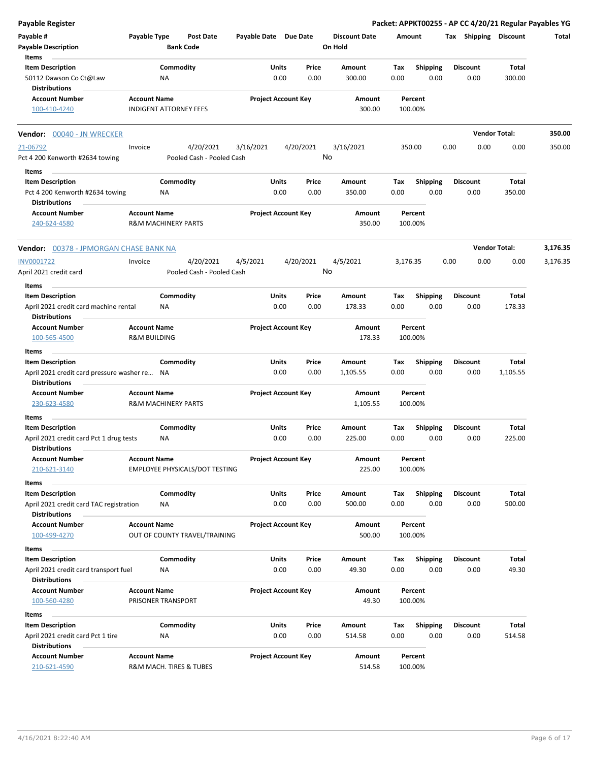**Payable Register** — Packet: APPKT00255 - AP CC 4/20/21 Regular Payables YG

| Payable # | Payable Type | Post Date | Payable Date | Due Date | Discount Date | Amount | Tax | Shipping | Discount | Total |
|---|---|---|---|---|---|---|---|---|---|---|
| Payable Description | | Bank Code | | | On Hold | | | | | |

**Items**

| Item Description | Commodity | Units | Price | Amount | Tax | Shipping | Discount | Total |
|---|---|---|---|---|---|---|---|---|
| 50112 Dawson Co Ct@Law | NA | 0.00 | 0.00 | 300.00 | 0.00 | 0.00 | 0.00 | 300.00 |

**Distributions**

| Account Number | Account Name | Project Account Key | Amount | Percent |
|---|---|---|---|---|
| 100-410-4240 | INDIGENT ATTORNEY FEES | | 300.00 | 100.00% |

---

**Vendor: 00040 - JN WRECKER** — Vendor Total: **350.00**

| Payable # | Payable Type | Post Date | Payable Date | Due Date | Discount Date | Amount | Tax | Shipping | Discount | Total |
|---|---|---|---|---|---|---|---|---|---|---|
| 21-06792 | Invoice | 4/20/2021 | 3/16/2021 | 4/20/2021 | 3/16/2021 | 350.00 | 0.00 | 0.00 | 0.00 | 350.00 |
| Pct 4 200 Kenworth #2634 towing | | Pooled Cash - Pooled Cash | | | No | | | | | |

**Items**

| Item Description | Commodity | Units | Price | Amount | Tax | Shipping | Discount | Total |
|---|---|---|---|---|---|---|---|---|
| Pct 4 200 Kenworth #2634 towing | NA | 0.00 | 0.00 | 350.00 | 0.00 | 0.00 | 0.00 | 350.00 |

**Distributions**

| Account Number | Account Name | Project Account Key | Amount | Percent |
|---|---|---|---|---|
| 240-624-4580 | R&M MACHINERY PARTS | | 350.00 | 100.00% |

---

**Vendor: 00378 - JPMORGAN CHASE BANK NA** — Vendor Total: **3,176.35**

| Payable # | Payable Type | Post Date | Payable Date | Due Date | Discount Date | Amount | Tax | Shipping | Discount | Total |
|---|---|---|---|---|---|---|---|---|---|---|
| INV0001722 | Invoice | 4/20/2021 | 4/5/2021 | 4/20/2021 | 4/5/2021 | 3,176.35 | 0.00 | 0.00 | 0.00 | 3,176.35 |
| April 2021 credit card | | Pooled Cash - Pooled Cash | | | No | | | | | |

**Items**

| Item Description | Commodity | Units | Price | Amount | Tax | Shipping | Discount | Total |
|---|---|---|---|---|---|---|---|---|
| April 2021 credit card machine rental | NA | 0.00 | 0.00 | 178.33 | 0.00 | 0.00 | 0.00 | 178.33 |

**Distributions**

| Account Number | Account Name | Project Account Key | Amount | Percent |
|---|---|---|---|---|
| 100-565-4500 | R&M BUILDING | | 178.33 | 100.00% |

**Items**

| Item Description | Commodity | Units | Price | Amount | Tax | Shipping | Discount | Total |
|---|---|---|---|---|---|---|---|---|
| April 2021 credit card pressure washer re... | NA | 0.00 | 0.00 | 1,105.55 | 0.00 | 0.00 | 0.00 | 1,105.55 |

**Distributions**

| Account Number | Account Name | Project Account Key | Amount | Percent |
|---|---|---|---|---|
| 230-623-4580 | R&M MACHINERY PARTS | | 1,105.55 | 100.00% |

**Items**

| Item Description | Commodity | Units | Price | Amount | Tax | Shipping | Discount | Total |
|---|---|---|---|---|---|---|---|---|
| April 2021 credit card Pct 1 drug tests | NA | 0.00 | 0.00 | 225.00 | 0.00 | 0.00 | 0.00 | 225.00 |

**Distributions**

| Account Number | Account Name | Project Account Key | Amount | Percent |
|---|---|---|---|---|
| 210-621-3140 | EMPLOYEE PHYSICALS/DOT TESTING | | 225.00 | 100.00% |

**Items**

| Item Description | Commodity | Units | Price | Amount | Tax | Shipping | Discount | Total |
|---|---|---|---|---|---|---|---|---|
| April 2021 credit card TAC registration | NA | 0.00 | 0.00 | 500.00 | 0.00 | 0.00 | 0.00 | 500.00 |

**Distributions**

| Account Number | Account Name | Project Account Key | Amount | Percent |
|---|---|---|---|---|
| 100-499-4270 | OUT OF COUNTY TRAVEL/TRAINING | | 500.00 | 100.00% |

**Items**

| Item Description | Commodity | Units | Price | Amount | Tax | Shipping | Discount | Total |
|---|---|---|---|---|---|---|---|---|
| April 2021 credit card transport fuel | NA | 0.00 | 0.00 | 49.30 | 0.00 | 0.00 | 0.00 | 49.30 |

**Distributions**

| Account Number | Account Name | Project Account Key | Amount | Percent |
|---|---|---|---|---|
| 100-560-4280 | PRISONER TRANSPORT | | 49.30 | 100.00% |

**Items**

| Item Description | Commodity | Units | Price | Amount | Tax | Shipping | Discount | Total |
|---|---|---|---|---|---|---|---|---|
| April 2021 credit card Pct 1 tire | NA | 0.00 | 0.00 | 514.58 | 0.00 | 0.00 | 0.00 | 514.58 |

**Distributions**

| Account Number | Account Name | Project Account Key | Amount | Percent |
|---|---|---|---|---|
| 210-621-4590 | R&M MACH. TIRES & TUBES | | 514.58 | 100.00% |

4/16/2021 8:22:40 AM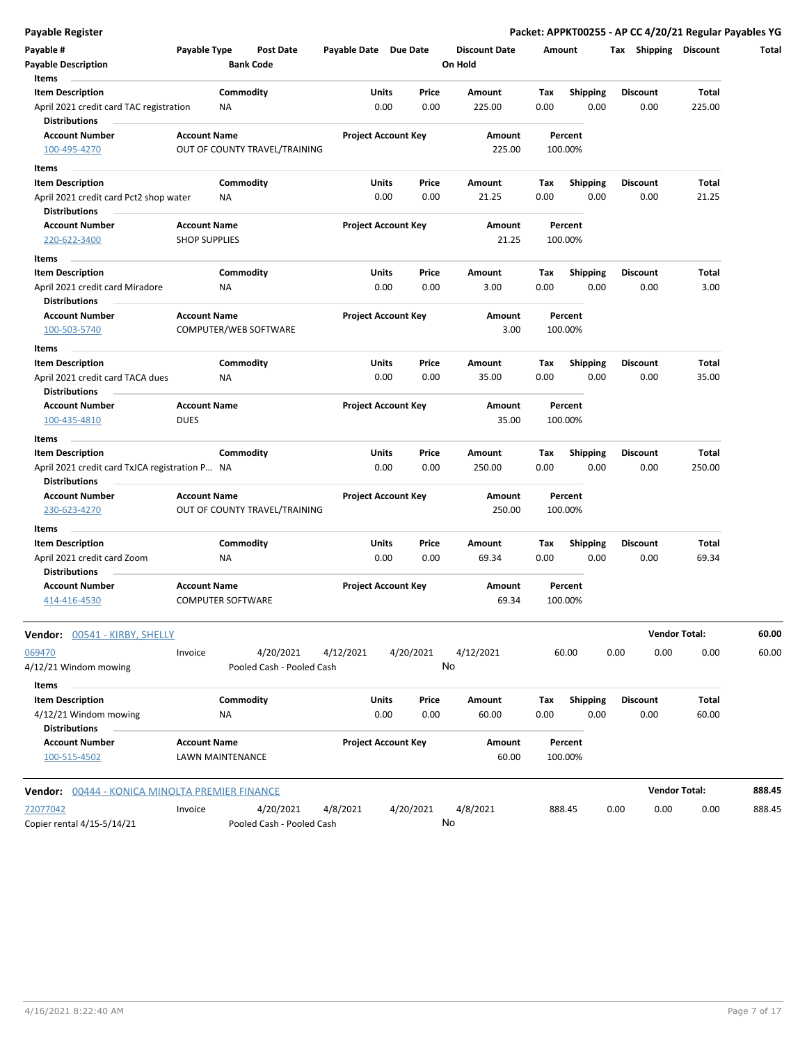## Payable Register

**Packet: APPKT00255 - AP CC 4/20/21 Regular Payables YG**

| Payable # | Payable Type | Post Date | Payable Date | Due Date | Discount Date | Amount | Tax | Shipping | Discount | Total |
|---|---|---|---|---|---|---|---|---|---|---|
| Payable Description | | Bank Code | | | On Hold | | | | | |

**Items**

| Item Description | Commodity | Units | Price | Amount | Tax | Shipping | Discount | Total |
|---|---|---|---|---|---|---|---|---|
| April 2021 credit card TAC registration | NA | 0.00 | 0.00 | 225.00 | 0.00 | 0.00 | 0.00 | 225.00 |

**Distributions**

| Account Number | Account Name | Project Account Key | Amount | Percent |
|---|---|---|---|---|
| 100-495-4270 | OUT OF COUNTY TRAVEL/TRAINING | | 225.00 | 100.00% |

**Items**

| Item Description | Commodity | Units | Price | Amount | Tax | Shipping | Discount | Total |
|---|---|---|---|---|---|---|---|---|
| April 2021 credit card Pct2 shop water | NA | 0.00 | 0.00 | 21.25 | 0.00 | 0.00 | 0.00 | 21.25 |

**Distributions**

| Account Number | Account Name | Project Account Key | Amount | Percent |
|---|---|---|---|---|
| 220-622-3400 | SHOP SUPPLIES | | 21.25 | 100.00% |

**Items**

| Item Description | Commodity | Units | Price | Amount | Tax | Shipping | Discount | Total |
|---|---|---|---|---|---|---|---|---|
| April 2021 credit card Miradore | NA | 0.00 | 0.00 | 3.00 | 0.00 | 0.00 | 0.00 | 3.00 |

**Distributions**

| Account Number | Account Name | Project Account Key | Amount | Percent |
|---|---|---|---|---|
| 100-503-5740 | COMPUTER/WEB SOFTWARE | | 3.00 | 100.00% |

**Items**

| Item Description | Commodity | Units | Price | Amount | Tax | Shipping | Discount | Total |
|---|---|---|---|---|---|---|---|---|
| April 2021 credit card TACA dues | NA | 0.00 | 0.00 | 35.00 | 0.00 | 0.00 | 0.00 | 35.00 |

**Distributions**

| Account Number | Account Name | Project Account Key | Amount | Percent |
|---|---|---|---|---|
| 100-435-4810 | DUES | | 35.00 | 100.00% |

**Items**

| Item Description | Commodity | Units | Price | Amount | Tax | Shipping | Discount | Total |
|---|---|---|---|---|---|---|---|---|
| April 2021 credit card TxJCA registration P... | NA | 0.00 | 0.00 | 250.00 | 0.00 | 0.00 | 0.00 | 250.00 |

**Distributions**

| Account Number | Account Name | Project Account Key | Amount | Percent |
|---|---|---|---|---|
| 230-623-4270 | OUT OF COUNTY TRAVEL/TRAINING | | 250.00 | 100.00% |

**Items**

| Item Description | Commodity | Units | Price | Amount | Tax | Shipping | Discount | Total |
|---|---|---|---|---|---|---|---|---|
| April 2021 credit card Zoom | NA | 0.00 | 0.00 | 69.34 | 0.00 | 0.00 | 0.00 | 69.34 |

**Distributions**

| Account Number | Account Name | Project Account Key | Amount | Percent |
|---|---|---|---|---|
| 414-416-4530 | COMPUTER SOFTWARE | | 69.34 | 100.00% |

**Vendor:** 00541 - KIRBY, SHELLY — **Vendor Total: 60.00**

| Payable # | Payable Type | Post Date | Payable Date | Due Date | Discount Date | Amount | Tax | Shipping | Discount | Total |
|---|---|---|---|---|---|---|---|---|---|---|
| 069470 | Invoice | 4/20/2021 | 4/12/2021 | 4/20/2021 | 4/12/2021 | 60.00 | 0.00 | 0.00 | 0.00 | 60.00 |
| 4/12/21 Windom mowing | | Pooled Cash - Pooled Cash | | | No | | | | | |

**Items**

| Item Description | Commodity | Units | Price | Amount | Tax | Shipping | Discount | Total |
|---|---|---|---|---|---|---|---|---|
| 4/12/21 Windom mowing | NA | 0.00 | 0.00 | 60.00 | 0.00 | 0.00 | 0.00 | 60.00 |

**Distributions**

| Account Number | Account Name | Project Account Key | Amount | Percent |
|---|---|---|---|---|
| 100-515-4502 | LAWN MAINTENANCE | | 60.00 | 100.00% |

**Vendor:** 00444 - KONICA MINOLTA PREMIER FINANCE — **Vendor Total: 888.45**

| Payable # | Payable Type | Post Date | Payable Date | Due Date | Discount Date | Amount | Tax | Shipping | Discount | Total |
|---|---|---|---|---|---|---|---|---|---|---|
| 72077042 | Invoice | 4/20/2021 | 4/8/2021 | 4/20/2021 | 4/8/2021 | 888.45 | 0.00 | 0.00 | 0.00 | 888.45 |
| Copier rental 4/15-5/14/21 | | Pooled Cash - Pooled Cash | | | No | | | | | |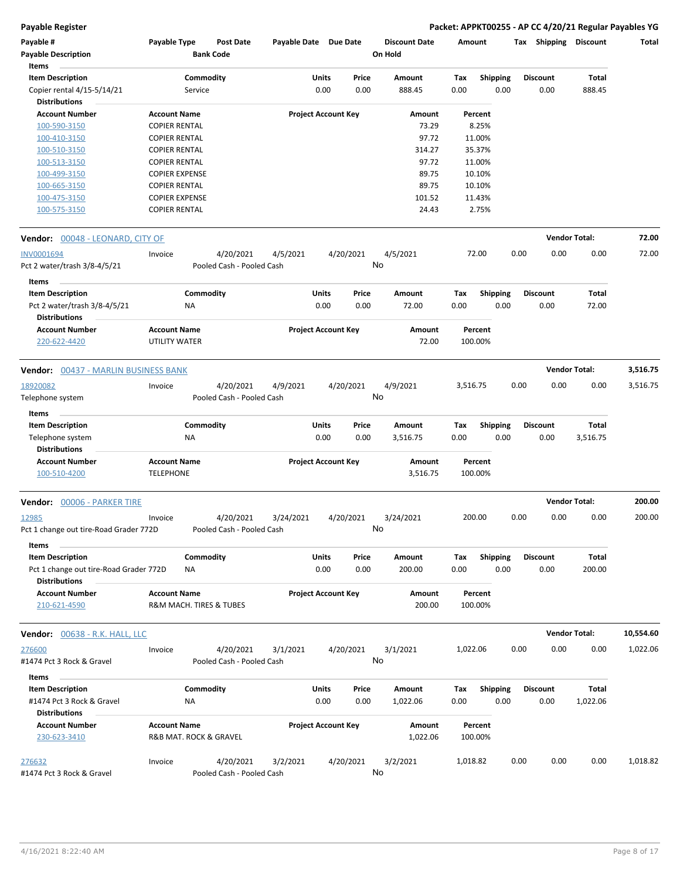**Payable Register** — **Packet: APPKT00255 - AP CC 4/20/21 Regular Payables YG**

| Payable # | Payable Type | Post Date | Payable Date | Due Date | Discount Date | Amount | Tax | Shipping | Discount | Total |
|---|---|---|---|---|---|---|---|---|---|---|
| Payable Description | | Bank Code | | | On Hold | | | | | |

**Items**

| Item Description | Commodity | Units | Price | Amount | Tax | Shipping | Discount | Total |
|---|---|---|---|---|---|---|---|---|
| Copier rental 4/15-5/14/21 | Service | 0.00 | 0.00 | 888.45 | 0.00 | 0.00 | 0.00 | 888.45 |

**Distributions**

| Account Number | Account Name | Project Account Key | Amount | Percent |
|---|---|---|---|---|
| 100-590-3150 | COPIER RENTAL | | 73.29 | 8.25% |
| 100-410-3150 | COPIER RENTAL | | 97.72 | 11.00% |
| 100-510-3150 | COPIER RENTAL | | 314.27 | 35.37% |
| 100-513-3150 | COPIER RENTAL | | 97.72 | 11.00% |
| 100-499-3150 | COPIER EXPENSE | | 89.75 | 10.10% |
| 100-665-3150 | COPIER RENTAL | | 89.75 | 10.10% |
| 100-475-3150 | COPIER EXPENSE | | 101.52 | 11.43% |
| 100-575-3150 | COPIER RENTAL | | 24.43 | 2.75% |

---

**Vendor: 00048 - LEONARD, CITY OF** — Vendor Total: **72.00**

| Payable # | Payable Type | Post Date | Payable Date | Due Date | Discount Date | Amount | Tax | Shipping | Discount | Total |
|---|---|---|---|---|---|---|---|---|---|---|
| INV0001694 | Invoice | 4/20/2021 | 4/5/2021 | 4/20/2021 | 4/5/2021 | 72.00 | 0.00 | 0.00 | 0.00 | 72.00 |
| Pct 2 water/trash 3/8-4/5/21 | | Pooled Cash - Pooled Cash | | | No | | | | | |

**Items**

| Item Description | Commodity | Units | Price | Amount | Tax | Shipping | Discount | Total |
|---|---|---|---|---|---|---|---|---|
| Pct 2 water/trash 3/8-4/5/21 | NA | 0.00 | 0.00 | 72.00 | 0.00 | 0.00 | 0.00 | 72.00 |

**Distributions**

| Account Number | Account Name | Project Account Key | Amount | Percent |
|---|---|---|---|---|
| 220-622-4420 | UTILITY WATER | | 72.00 | 100.00% |

---

**Vendor: 00437 - MARLIN BUSINESS BANK** — Vendor Total: **3,516.75**

| Payable # | Payable Type | Post Date | Payable Date | Due Date | Discount Date | Amount | Tax | Shipping | Discount | Total |
|---|---|---|---|---|---|---|---|---|---|---|
| 18920082 | Invoice | 4/20/2021 | 4/9/2021 | 4/20/2021 | 4/9/2021 | 3,516.75 | 0.00 | 0.00 | 0.00 | 3,516.75 |
| Telephone system | | Pooled Cash - Pooled Cash | | | No | | | | | |

**Items**

| Item Description | Commodity | Units | Price | Amount | Tax | Shipping | Discount | Total |
|---|---|---|---|---|---|---|---|---|
| Telephone system | NA | 0.00 | 0.00 | 3,516.75 | 0.00 | 0.00 | 0.00 | 3,516.75 |

**Distributions**

| Account Number | Account Name | Project Account Key | Amount | Percent |
|---|---|---|---|---|
| 100-510-4200 | TELEPHONE | | 3,516.75 | 100.00% |

---

**Vendor: 00006 - PARKER TIRE** — Vendor Total: **200.00**

| Payable # | Payable Type | Post Date | Payable Date | Due Date | Discount Date | Amount | Tax | Shipping | Discount | Total |
|---|---|---|---|---|---|---|---|---|---|---|
| 12985 | Invoice | 4/20/2021 | 3/24/2021 | 4/20/2021 | 3/24/2021 | 200.00 | 0.00 | 0.00 | 0.00 | 200.00 |
| Pct 1 change out tire-Road Grader 772D | | Pooled Cash - Pooled Cash | | | No | | | | | |

**Items**

| Item Description | Commodity | Units | Price | Amount | Tax | Shipping | Discount | Total |
|---|---|---|---|---|---|---|---|---|
| Pct 1 change out tire-Road Grader 772D | NA | 0.00 | 0.00 | 200.00 | 0.00 | 0.00 | 0.00 | 200.00 |

**Distributions**

| Account Number | Account Name | Project Account Key | Amount | Percent |
|---|---|---|---|---|
| 210-621-4590 | R&M MACH. TIRES & TUBES | | 200.00 | 100.00% |

---

**Vendor: 00638 - R.K. HALL, LLC** — Vendor Total: **10,554.60**

| Payable # | Payable Type | Post Date | Payable Date | Due Date | Discount Date | Amount | Tax | Shipping | Discount | Total |
|---|---|---|---|---|---|---|---|---|---|---|
| 276600 | Invoice | 4/20/2021 | 3/1/2021 | 4/20/2021 | 3/1/2021 | 1,022.06 | 0.00 | 0.00 | 0.00 | 1,022.06 |
| #1474 Pct 3 Rock & Gravel | | Pooled Cash - Pooled Cash | | | No | | | | | |

**Items**

| Item Description | Commodity | Units | Price | Amount | Tax | Shipping | Discount | Total |
|---|---|---|---|---|---|---|---|---|
| #1474 Pct 3 Rock & Gravel | NA | 0.00 | 0.00 | 1,022.06 | 0.00 | 0.00 | 0.00 | 1,022.06 |

**Distributions**

| Account Number | Account Name | Project Account Key | Amount | Percent |
|---|---|---|---|---|
| 230-623-3410 | R&B MAT. ROCK & GRAVEL | | 1,022.06 | 100.00% |

| Payable # | Payable Type | Post Date | Payable Date | Due Date | Discount Date | Amount | Tax | Shipping | Discount | Total |
|---|---|---|---|---|---|---|---|---|---|---|
| 276632 | Invoice | 4/20/2021 | 3/2/2021 | 4/20/2021 | 3/2/2021 | 1,018.82 | 0.00 | 0.00 | 0.00 | 1,018.82 |
| #1474 Pct 3 Rock & Gravel | | Pooled Cash - Pooled Cash | | | No | | | | | |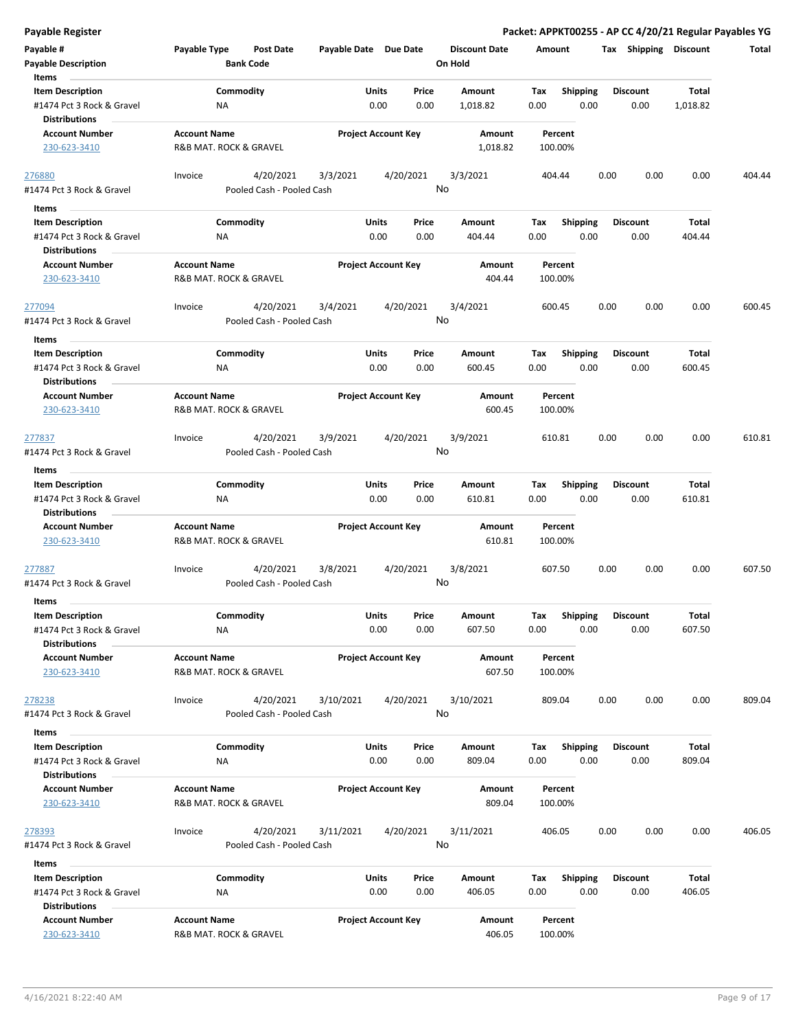**Payable Register** | **Packet: APPKT00255 - AP CC 4/20/21 Regular Payables YG**

| Payable # | Payable Type | Post Date | Payable Date | Due Date | Discount Date | Amount | Tax | Shipping | Discount | Total |
|---|---|---|---|---|---|---|---|---|---|---|
| Payable Description | | Bank Code | | | On Hold | | | | | |

Items

| Item Description | Commodity | Units | Price | Amount | Tax | Shipping | Discount | Total |
|---|---|---|---|---|---|---|---|---|
| #1474 Pct 3 Rock & Gravel | NA | 0.00 | 0.00 | 1,018.82 | 0.00 | 0.00 | 0.00 | 1,018.82 |

Distributions

| Account Number | Account Name | Project Account Key | Amount | Percent |
|---|---|---|---|---|
| 230-623-3410 | R&B MAT. ROCK & GRAVEL | | 1,018.82 | 100.00% |

| Payable # | Payable Type | Post Date | Payable Date | Due Date | Discount Date | Amount | Tax | Shipping | Discount | Total |
|---|---|---|---|---|---|---|---|---|---|---|
| 276880 | Invoice | 4/20/2021 | 3/3/2021 | 4/20/2021 | 3/3/2021 | 404.44 | 0.00 | 0.00 | 0.00 | 404.44 |
| #1474 Pct 3 Rock & Gravel | | Pooled Cash - Pooled Cash | | | No | | | | | |

Items

| Item Description | Commodity | Units | Price | Amount | Tax | Shipping | Discount | Total |
|---|---|---|---|---|---|---|---|---|
| #1474 Pct 3 Rock & Gravel | NA | 0.00 | 0.00 | 404.44 | 0.00 | 0.00 | 0.00 | 404.44 |

Distributions

| Account Number | Account Name | Project Account Key | Amount | Percent |
|---|---|---|---|---|
| 230-623-3410 | R&B MAT. ROCK & GRAVEL | | 404.44 | 100.00% |

| Payable # | Payable Type | Post Date | Payable Date | Due Date | Discount Date | Amount | Tax | Shipping | Discount | Total |
|---|---|---|---|---|---|---|---|---|---|---|
| 277094 | Invoice | 4/20/2021 | 3/4/2021 | 4/20/2021 | 3/4/2021 | 600.45 | 0.00 | 0.00 | 0.00 | 600.45 |
| #1474 Pct 3 Rock & Gravel | | Pooled Cash - Pooled Cash | | | No | | | | | |

Items

| Item Description | Commodity | Units | Price | Amount | Tax | Shipping | Discount | Total |
|---|---|---|---|---|---|---|---|---|
| #1474 Pct 3 Rock & Gravel | NA | 0.00 | 0.00 | 600.45 | 0.00 | 0.00 | 0.00 | 600.45 |

Distributions

| Account Number | Account Name | Project Account Key | Amount | Percent |
|---|---|---|---|---|
| 230-623-3410 | R&B MAT. ROCK & GRAVEL | | 600.45 | 100.00% |

| Payable # | Payable Type | Post Date | Payable Date | Due Date | Discount Date | Amount | Tax | Shipping | Discount | Total |
|---|---|---|---|---|---|---|---|---|---|---|
| 277837 | Invoice | 4/20/2021 | 3/9/2021 | 4/20/2021 | 3/9/2021 | 610.81 | 0.00 | 0.00 | 0.00 | 610.81 |
| #1474 Pct 3 Rock & Gravel | | Pooled Cash - Pooled Cash | | | No | | | | | |

Items

| Item Description | Commodity | Units | Price | Amount | Tax | Shipping | Discount | Total |
|---|---|---|---|---|---|---|---|---|
| #1474 Pct 3 Rock & Gravel | NA | 0.00 | 0.00 | 610.81 | 0.00 | 0.00 | 0.00 | 610.81 |

Distributions

| Account Number | Account Name | Project Account Key | Amount | Percent |
|---|---|---|---|---|
| 230-623-3410 | R&B MAT. ROCK & GRAVEL | | 610.81 | 100.00% |

| Payable # | Payable Type | Post Date | Payable Date | Due Date | Discount Date | Amount | Tax | Shipping | Discount | Total |
|---|---|---|---|---|---|---|---|---|---|---|
| 277887 | Invoice | 4/20/2021 | 3/8/2021 | 4/20/2021 | 3/8/2021 | 607.50 | 0.00 | 0.00 | 0.00 | 607.50 |
| #1474 Pct 3 Rock & Gravel | | Pooled Cash - Pooled Cash | | | No | | | | | |

Items

| Item Description | Commodity | Units | Price | Amount | Tax | Shipping | Discount | Total |
|---|---|---|---|---|---|---|---|---|
| #1474 Pct 3 Rock & Gravel | NA | 0.00 | 0.00 | 607.50 | 0.00 | 0.00 | 0.00 | 607.50 |

Distributions

| Account Number | Account Name | Project Account Key | Amount | Percent |
|---|---|---|---|---|
| 230-623-3410 | R&B MAT. ROCK & GRAVEL | | 607.50 | 100.00% |

| Payable # | Payable Type | Post Date | Payable Date | Due Date | Discount Date | Amount | Tax | Shipping | Discount | Total |
|---|---|---|---|---|---|---|---|---|---|---|
| 278238 | Invoice | 4/20/2021 | 3/10/2021 | 4/20/2021 | 3/10/2021 | 809.04 | 0.00 | 0.00 | 0.00 | 809.04 |
| #1474 Pct 3 Rock & Gravel | | Pooled Cash - Pooled Cash | | | No | | | | | |

Items

| Item Description | Commodity | Units | Price | Amount | Tax | Shipping | Discount | Total |
|---|---|---|---|---|---|---|---|---|
| #1474 Pct 3 Rock & Gravel | NA | 0.00 | 0.00 | 809.04 | 0.00 | 0.00 | 0.00 | 809.04 |

Distributions

| Account Number | Account Name | Project Account Key | Amount | Percent |
|---|---|---|---|---|
| 230-623-3410 | R&B MAT. ROCK & GRAVEL | | 809.04 | 100.00% |

| Payable # | Payable Type | Post Date | Payable Date | Due Date | Discount Date | Amount | Tax | Shipping | Discount | Total |
|---|---|---|---|---|---|---|---|---|---|---|
| 278393 | Invoice | 4/20/2021 | 3/11/2021 | 4/20/2021 | 3/11/2021 | 406.05 | 0.00 | 0.00 | 0.00 | 406.05 |
| #1474 Pct 3 Rock & Gravel | | Pooled Cash - Pooled Cash | | | No | | | | | |

Items

| Item Description | Commodity | Units | Price | Amount | Tax | Shipping | Discount | Total |
|---|---|---|---|---|---|---|---|---|
| #1474 Pct 3 Rock & Gravel | NA | 0.00 | 0.00 | 406.05 | 0.00 | 0.00 | 0.00 | 406.05 |

Distributions

| Account Number | Account Name | Project Account Key | Amount | Percent |
|---|---|---|---|---|
| 230-623-3410 | R&B MAT. ROCK & GRAVEL | | 406.05 | 100.00% |

4/16/2021 8:22:40 AM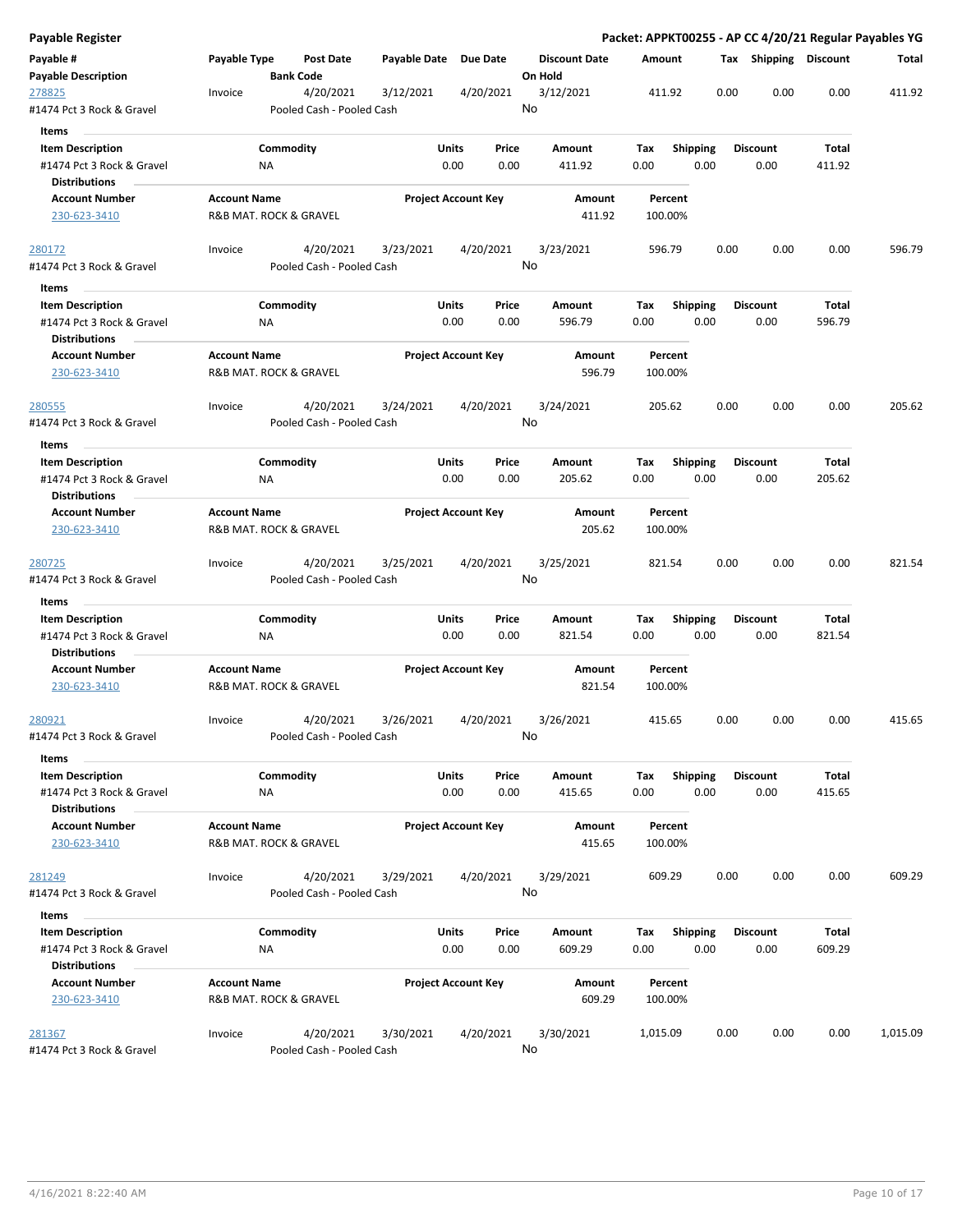**Payable Register** — **Packet: APPKT00255 - AP CC 4/20/21 Regular Payables YG**

| Payable # / Payable Description | Payable Type | Post Date / Bank Code | Payable Date | Due Date | Discount Date / On Hold | Amount | Tax | Shipping | Discount | Total |
|---|---|---|---|---|---|---|---|---|---|---|
| 278825 / #1474 Pct 3 Rock & Gravel | Invoice | 4/20/2021 / Pooled Cash - Pooled Cash | 3/12/2021 | 4/20/2021 | 3/12/2021 / No | 411.92 | 0.00 | 0.00 | 0.00 | 411.92 |

**Items**

| Item Description | Commodity | Units | Price | Amount | Tax | Shipping | Discount | Total |
|---|---|---|---|---|---|---|---|---|
| #1474 Pct 3 Rock & Gravel | NA | 0.00 | 0.00 | 411.92 | 0.00 | 0.00 | 0.00 | 411.92 |

**Distributions**

| Account Number | Account Name | Project Account Key | Amount | Percent |
|---|---|---|---|---|
| 230-623-3410 | R&B MAT. ROCK & GRAVEL | | 411.92 | 100.00% |

| Payable # / Payable Description | Payable Type | Post Date / Bank Code | Payable Date | Due Date | Discount Date / On Hold | Amount | Tax | Shipping | Discount | Total |
|---|---|---|---|---|---|---|---|---|---|---|
| 280172 / #1474 Pct 3 Rock & Gravel | Invoice | 4/20/2021 / Pooled Cash - Pooled Cash | 3/23/2021 | 4/20/2021 | 3/23/2021 / No | 596.79 | 0.00 | 0.00 | 0.00 | 596.79 |

**Items**

| Item Description | Commodity | Units | Price | Amount | Tax | Shipping | Discount | Total |
|---|---|---|---|---|---|---|---|---|
| #1474 Pct 3 Rock & Gravel | NA | 0.00 | 0.00 | 596.79 | 0.00 | 0.00 | 0.00 | 596.79 |

**Distributions**

| Account Number | Account Name | Project Account Key | Amount | Percent |
|---|---|---|---|---|
| 230-623-3410 | R&B MAT. ROCK & GRAVEL | | 596.79 | 100.00% |

| Payable # / Payable Description | Payable Type | Post Date / Bank Code | Payable Date | Due Date | Discount Date / On Hold | Amount | Tax | Shipping | Discount | Total |
|---|---|---|---|---|---|---|---|---|---|---|
| 280555 / #1474 Pct 3 Rock & Gravel | Invoice | 4/20/2021 / Pooled Cash - Pooled Cash | 3/24/2021 | 4/20/2021 | 3/24/2021 / No | 205.62 | 0.00 | 0.00 | 0.00 | 205.62 |

**Items**

| Item Description | Commodity | Units | Price | Amount | Tax | Shipping | Discount | Total |
|---|---|---|---|---|---|---|---|---|
| #1474 Pct 3 Rock & Gravel | NA | 0.00 | 0.00 | 205.62 | 0.00 | 0.00 | 0.00 | 205.62 |

**Distributions**

| Account Number | Account Name | Project Account Key | Amount | Percent |
|---|---|---|---|---|
| 230-623-3410 | R&B MAT. ROCK & GRAVEL | | 205.62 | 100.00% |

| Payable # / Payable Description | Payable Type | Post Date / Bank Code | Payable Date | Due Date | Discount Date / On Hold | Amount | Tax | Shipping | Discount | Total |
|---|---|---|---|---|---|---|---|---|---|---|
| 280725 / #1474 Pct 3 Rock & Gravel | Invoice | 4/20/2021 / Pooled Cash - Pooled Cash | 3/25/2021 | 4/20/2021 | 3/25/2021 / No | 821.54 | 0.00 | 0.00 | 0.00 | 821.54 |

**Items**

| Item Description | Commodity | Units | Price | Amount | Tax | Shipping | Discount | Total |
|---|---|---|---|---|---|---|---|---|
| #1474 Pct 3 Rock & Gravel | NA | 0.00 | 0.00 | 821.54 | 0.00 | 0.00 | 0.00 | 821.54 |

**Distributions**

| Account Number | Account Name | Project Account Key | Amount | Percent |
|---|---|---|---|---|
| 230-623-3410 | R&B MAT. ROCK & GRAVEL | | 821.54 | 100.00% |

| Payable # / Payable Description | Payable Type | Post Date / Bank Code | Payable Date | Due Date | Discount Date / On Hold | Amount | Tax | Shipping | Discount | Total |
|---|---|---|---|---|---|---|---|---|---|---|
| 280921 / #1474 Pct 3 Rock & Gravel | Invoice | 4/20/2021 / Pooled Cash - Pooled Cash | 3/26/2021 | 4/20/2021 | 3/26/2021 / No | 415.65 | 0.00 | 0.00 | 0.00 | 415.65 |

**Items**

| Item Description | Commodity | Units | Price | Amount | Tax | Shipping | Discount | Total |
|---|---|---|---|---|---|---|---|---|
| #1474 Pct 3 Rock & Gravel | NA | 0.00 | 0.00 | 415.65 | 0.00 | 0.00 | 0.00 | 415.65 |

**Distributions**

| Account Number | Account Name | Project Account Key | Amount | Percent |
|---|---|---|---|---|
| 230-623-3410 | R&B MAT. ROCK & GRAVEL | | 415.65 | 100.00% |

| Payable # / Payable Description | Payable Type | Post Date / Bank Code | Payable Date | Due Date | Discount Date / On Hold | Amount | Tax | Shipping | Discount | Total |
|---|---|---|---|---|---|---|---|---|---|---|
| 281249 / #1474 Pct 3 Rock & Gravel | Invoice | 4/20/2021 / Pooled Cash - Pooled Cash | 3/29/2021 | 4/20/2021 | 3/29/2021 / No | 609.29 | 0.00 | 0.00 | 0.00 | 609.29 |

**Items**

| Item Description | Commodity | Units | Price | Amount | Tax | Shipping | Discount | Total |
|---|---|---|---|---|---|---|---|---|
| #1474 Pct 3 Rock & Gravel | NA | 0.00 | 0.00 | 609.29 | 0.00 | 0.00 | 0.00 | 609.29 |

**Distributions**

| Account Number | Account Name | Project Account Key | Amount | Percent |
|---|---|---|---|---|
| 230-623-3410 | R&B MAT. ROCK & GRAVEL | | 609.29 | 100.00% |

| Payable # / Payable Description | Payable Type | Post Date / Bank Code | Payable Date | Due Date | Discount Date / On Hold | Amount | Tax | Shipping | Discount | Total |
|---|---|---|---|---|---|---|---|---|---|---|
| 281367 / #1474 Pct 3 Rock & Gravel | Invoice | 4/20/2021 / Pooled Cash - Pooled Cash | 3/30/2021 | 4/20/2021 | 3/30/2021 / No | 1,015.09 | 0.00 | 0.00 | 0.00 | 1,015.09 |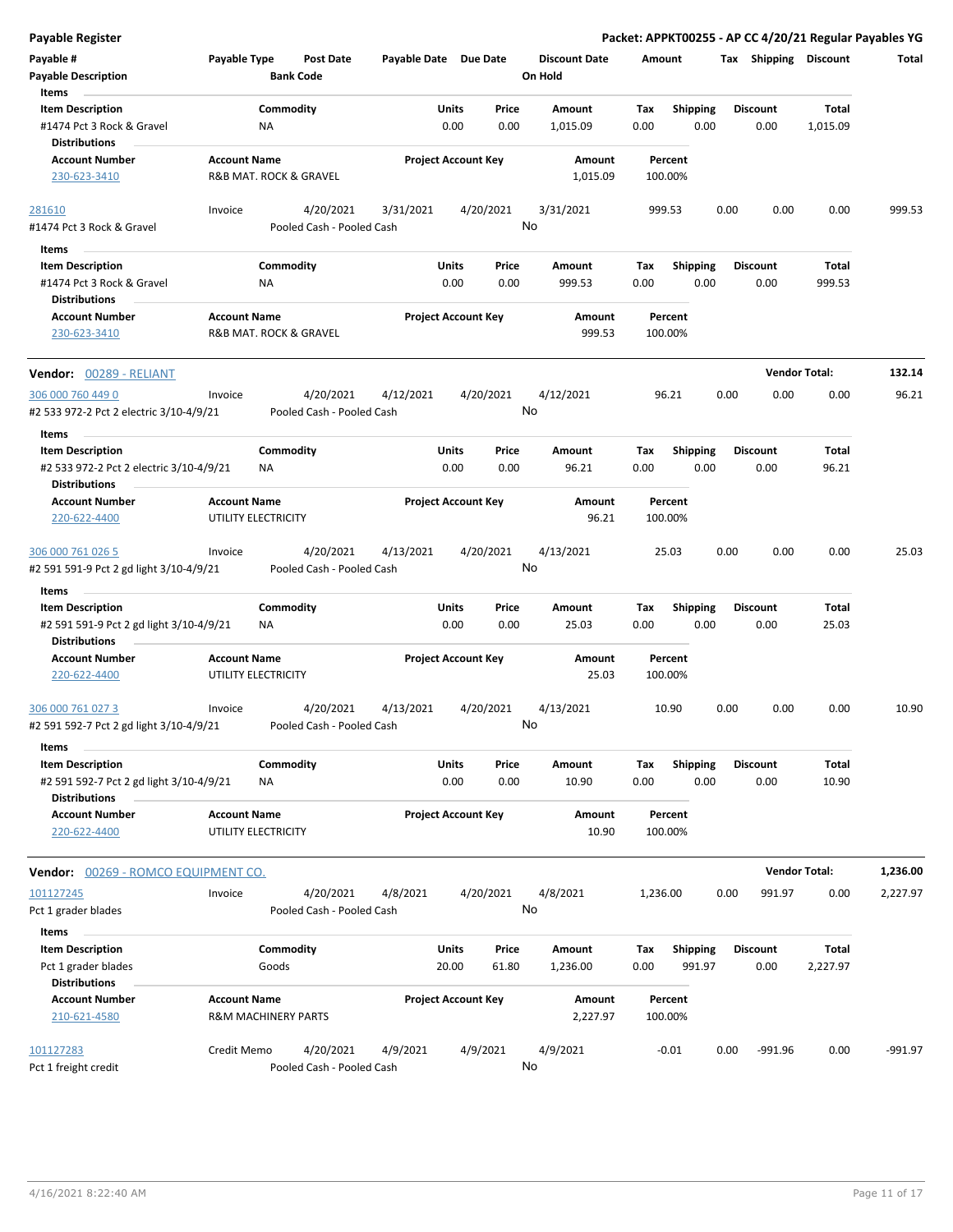**Payable Register** — **Packet: APPKT00255 - AP CC 4/20/21 Regular Payables YG**

| Payable # / Payable Description | Payable Type | Post Date / Bank Code | Payable Date | Due Date | Discount Date / On Hold | Amount | Tax | Shipping | Discount | Total |
|---|---|---|---|---|---|---|---|---|---|---|

Items

| Item Description | Commodity | Units | Price | Amount | Tax | Shipping | Discount | Total |
|---|---|---|---|---|---|---|---|---|
| #1474 Pct 3 Rock & Gravel | NA | 0.00 | 0.00 | 1,015.09 | 0.00 | 0.00 | 0.00 | 1,015.09 |

Distributions

| Account Number | Account Name | Project Account Key | Amount | Percent |
|---|---|---|---|---|
| 230-623-3410 | R&B MAT. ROCK & GRAVEL | | 1,015.09 | 100.00% |

| Payable # | Payable Type | Post Date | Payable Date | Due Date | Discount Date | Amount | Tax | Shipping | Discount | Total |
|---|---|---|---|---|---|---|---|---|---|---|
| 281610 | Invoice | 4/20/2021 | 3/31/2021 | 4/20/2021 | 3/31/2021 | 999.53 | 0.00 | 0.00 | 0.00 | 999.53 |
| #1474 Pct 3 Rock & Gravel | | Pooled Cash - Pooled Cash | | | No | | | | | |

Items

| Item Description | Commodity | Units | Price | Amount | Tax | Shipping | Discount | Total |
|---|---|---|---|---|---|---|---|---|
| #1474 Pct 3 Rock & Gravel | NA | 0.00 | 0.00 | 999.53 | 0.00 | 0.00 | 0.00 | 999.53 |

Distributions

| Account Number | Account Name | Project Account Key | Amount | Percent |
|---|---|---|---|---|
| 230-623-3410 | R&B MAT. ROCK & GRAVEL | | 999.53 | 100.00% |

**Vendor: 00289 - RELIANT** — **Vendor Total: 132.14**

| Payable # | Payable Type | Post Date | Payable Date | Due Date | Discount Date | Amount | Tax | Shipping | Discount | Total |
|---|---|---|---|---|---|---|---|---|---|---|
| 306 000 760 449 0 | Invoice | 4/20/2021 | 4/12/2021 | 4/20/2021 | 4/12/2021 | 96.21 | 0.00 | 0.00 | 0.00 | 96.21 |
| #2 533 972-2 Pct 2 electric 3/10-4/9/21 | | Pooled Cash - Pooled Cash | | | No | | | | | |

Items

| Item Description | Commodity | Units | Price | Amount | Tax | Shipping | Discount | Total |
|---|---|---|---|---|---|---|---|---|
| #2 533 972-2 Pct 2 electric 3/10-4/9/21 | NA | 0.00 | 0.00 | 96.21 | 0.00 | 0.00 | 0.00 | 96.21 |

Distributions

| Account Number | Account Name | Project Account Key | Amount | Percent |
|---|---|---|---|---|
| 220-622-4400 | UTILITY ELECTRICITY | | 96.21 | 100.00% |

| Payable # | Payable Type | Post Date | Payable Date | Due Date | Discount Date | Amount | Tax | Shipping | Discount | Total |
|---|---|---|---|---|---|---|---|---|---|---|
| 306 000 761 026 5 | Invoice | 4/20/2021 | 4/13/2021 | 4/20/2021 | 4/13/2021 | 25.03 | 0.00 | 0.00 | 0.00 | 25.03 |
| #2 591 591-9 Pct 2 gd light 3/10-4/9/21 | | Pooled Cash - Pooled Cash | | | No | | | | | |

Items

| Item Description | Commodity | Units | Price | Amount | Tax | Shipping | Discount | Total |
|---|---|---|---|---|---|---|---|---|
| #2 591 591-9 Pct 2 gd light 3/10-4/9/21 | NA | 0.00 | 0.00 | 25.03 | 0.00 | 0.00 | 0.00 | 25.03 |

Distributions

| Account Number | Account Name | Project Account Key | Amount | Percent |
|---|---|---|---|---|
| 220-622-4400 | UTILITY ELECTRICITY | | 25.03 | 100.00% |

| Payable # | Payable Type | Post Date | Payable Date | Due Date | Discount Date | Amount | Tax | Shipping | Discount | Total |
|---|---|---|---|---|---|---|---|---|---|---|
| 306 000 761 027 3 | Invoice | 4/20/2021 | 4/13/2021 | 4/20/2021 | 4/13/2021 | 10.90 | 0.00 | 0.00 | 0.00 | 10.90 |
| #2 591 592-7 Pct 2 gd light 3/10-4/9/21 | | Pooled Cash - Pooled Cash | | | No | | | | | |

Items

| Item Description | Commodity | Units | Price | Amount | Tax | Shipping | Discount | Total |
|---|---|---|---|---|---|---|---|---|
| #2 591 592-7 Pct 2 gd light 3/10-4/9/21 | NA | 0.00 | 0.00 | 10.90 | 0.00 | 0.00 | 0.00 | 10.90 |

Distributions

| Account Number | Account Name | Project Account Key | Amount | Percent |
|---|---|---|---|---|
| 220-622-4400 | UTILITY ELECTRICITY | | 10.90 | 100.00% |

**Vendor: 00269 - ROMCO EQUIPMENT CO.** — **Vendor Total: 1,236.00**

| Payable # | Payable Type | Post Date | Payable Date | Due Date | Discount Date | Amount | Tax | Shipping | Discount | Total |
|---|---|---|---|---|---|---|---|---|---|---|
| 101127245 | Invoice | 4/20/2021 | 4/8/2021 | 4/20/2021 | 4/8/2021 | 1,236.00 | 0.00 | 991.97 | 0.00 | 2,227.97 |
| Pct 1 grader blades | | Pooled Cash - Pooled Cash | | | No | | | | | |

Items

| Item Description | Commodity | Units | Price | Amount | Tax | Shipping | Discount | Total |
|---|---|---|---|---|---|---|---|---|
| Pct 1 grader blades | Goods | 20.00 | 61.80 | 1,236.00 | 0.00 | 991.97 | 0.00 | 2,227.97 |

Distributions

| Account Number | Account Name | Project Account Key | Amount | Percent |
|---|---|---|---|---|
| 210-621-4580 | R&M MACHINERY PARTS | | 2,227.97 | 100.00% |

| Payable # | Payable Type | Post Date | Payable Date | Due Date | Discount Date | Amount | Tax | Shipping | Discount | Total |
|---|---|---|---|---|---|---|---|---|---|---|
| 101127283 | Credit Memo | 4/20/2021 | 4/9/2021 | 4/9/2021 | 4/9/2021 | -0.01 | 0.00 | -991.96 | 0.00 | -991.97 |
| Pct 1 freight credit | | Pooled Cash - Pooled Cash | | | No | | | | | |

4/16/2021 8:22:40 AM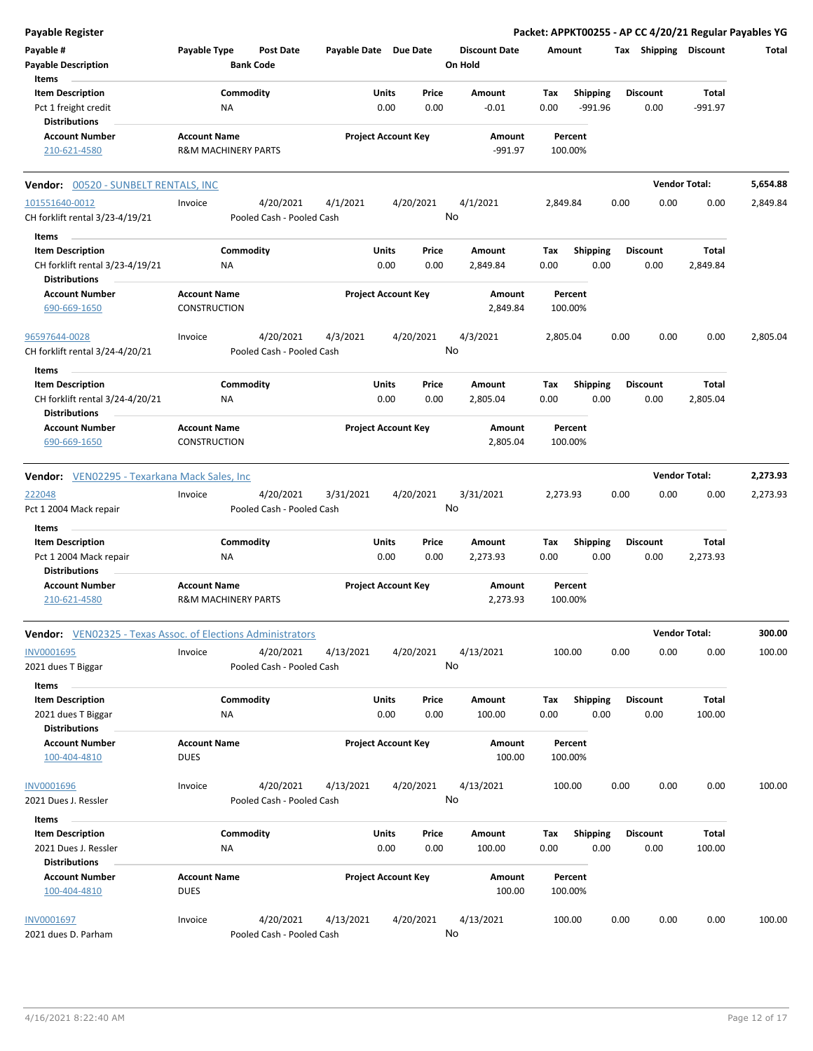**Payable Register** — Packet: APPKT00255 - AP CC 4/20/21 Regular Payables YG

| Payable # / Payable Description | Payable Type | Post Date / Bank Code | Payable Date | Due Date | Discount Date / On Hold | Amount | Tax | Shipping | Discount | Total |
|---|---|---|---|---|---|---|---|---|---|---|

**Items**

| Item Description | Commodity | Units | Price | Amount | Tax | Shipping | Discount | Total |
|---|---|---|---|---|---|---|---|---|
| Pct 1 freight credit | NA | 0.00 | 0.00 | -0.01 | 0.00 | -991.96 | 0.00 | -991.97 |

**Distributions**

| Account Number | Account Name | Project Account Key | Amount | Percent |
|---|---|---|---|---|
| 210-621-4580 | R&M MACHINERY PARTS | | -991.97 | 100.00% |

## Vendor: 00520 - SUNBELT RENTALS, INC — Vendor Total: 5,654.88

| Payable # | Payable Type | Post Date | Payable Date | Due Date | Discount Date | Amount | Tax | Shipping | Discount | Total |
|---|---|---|---|---|---|---|---|---|---|---|
| 101551640-0012 | Invoice | 4/20/2021 | 4/1/2021 | 4/20/2021 | 4/1/2021 | 2,849.84 | 0.00 | 0.00 | 0.00 | 2,849.84 |
| CH forklift rental 3/23-4/19/21 | | Pooled Cash - Pooled Cash | | | No | | | | | |

**Items**

| Item Description | Commodity | Units | Price | Amount | Tax | Shipping | Discount | Total |
|---|---|---|---|---|---|---|---|---|
| CH forklift rental 3/23-4/19/21 | NA | 0.00 | 0.00 | 2,849.84 | 0.00 | 0.00 | 0.00 | 2,849.84 |

**Distributions**

| Account Number | Account Name | Project Account Key | Amount | Percent |
|---|---|---|---|---|
| 690-669-1650 | CONSTRUCTION | | 2,849.84 | 100.00% |

| Payable # | Payable Type | Post Date | Payable Date | Due Date | Discount Date | Amount | Tax | Shipping | Discount | Total |
|---|---|---|---|---|---|---|---|---|---|---|
| 96597644-0028 | Invoice | 4/20/2021 | 4/3/2021 | 4/20/2021 | 4/3/2021 | 2,805.04 | 0.00 | 0.00 | 0.00 | 2,805.04 |
| CH forklift rental 3/24-4/20/21 | | Pooled Cash - Pooled Cash | | | No | | | | | |

**Items**

| Item Description | Commodity | Units | Price | Amount | Tax | Shipping | Discount | Total |
|---|---|---|---|---|---|---|---|---|
| CH forklift rental 3/24-4/20/21 | NA | 0.00 | 0.00 | 2,805.04 | 0.00 | 0.00 | 0.00 | 2,805.04 |

**Distributions**

| Account Number | Account Name | Project Account Key | Amount | Percent |
|---|---|---|---|---|
| 690-669-1650 | CONSTRUCTION | | 2,805.04 | 100.00% |

## Vendor: VEN02295 - Texarkana Mack Sales, Inc — Vendor Total: 2,273.93

| Payable # | Payable Type | Post Date | Payable Date | Due Date | Discount Date | Amount | Tax | Shipping | Discount | Total |
|---|---|---|---|---|---|---|---|---|---|---|
| 222048 | Invoice | 4/20/2021 | 3/31/2021 | 4/20/2021 | 3/31/2021 | 2,273.93 | 0.00 | 0.00 | 0.00 | 2,273.93 |
| Pct 1 2004 Mack repair | | Pooled Cash - Pooled Cash | | | No | | | | | |

**Items**

| Item Description | Commodity | Units | Price | Amount | Tax | Shipping | Discount | Total |
|---|---|---|---|---|---|---|---|---|
| Pct 1 2004 Mack repair | NA | 0.00 | 0.00 | 2,273.93 | 0.00 | 0.00 | 0.00 | 2,273.93 |

**Distributions**

| Account Number | Account Name | Project Account Key | Amount | Percent |
|---|---|---|---|---|
| 210-621-4580 | R&M MACHINERY PARTS | | 2,273.93 | 100.00% |

## Vendor: VEN02325 - Texas Assoc. of Elections Administrators — Vendor Total: 300.00

| Payable # | Payable Type | Post Date | Payable Date | Due Date | Discount Date | Amount | Tax | Shipping | Discount | Total |
|---|---|---|---|---|---|---|---|---|---|---|
| INV0001695 | Invoice | 4/20/2021 | 4/13/2021 | 4/20/2021 | 4/13/2021 | 100.00 | 0.00 | 0.00 | 0.00 | 100.00 |
| 2021 dues T Biggar | | Pooled Cash - Pooled Cash | | | No | | | | | |

**Items**

| Item Description | Commodity | Units | Price | Amount | Tax | Shipping | Discount | Total |
|---|---|---|---|---|---|---|---|---|
| 2021 dues T Biggar | NA | 0.00 | 0.00 | 100.00 | 0.00 | 0.00 | 0.00 | 100.00 |

**Distributions**

| Account Number | Account Name | Project Account Key | Amount | Percent |
|---|---|---|---|---|
| 100-404-4810 | DUES | | 100.00 | 100.00% |

| Payable # | Payable Type | Post Date | Payable Date | Due Date | Discount Date | Amount | Tax | Shipping | Discount | Total |
|---|---|---|---|---|---|---|---|---|---|---|
| INV0001696 | Invoice | 4/20/2021 | 4/13/2021 | 4/20/2021 | 4/13/2021 | 100.00 | 0.00 | 0.00 | 0.00 | 100.00 |
| 2021 Dues J. Ressler | | Pooled Cash - Pooled Cash | | | No | | | | | |

**Items**

| Item Description | Commodity | Units | Price | Amount | Tax | Shipping | Discount | Total |
|---|---|---|---|---|---|---|---|---|
| 2021 Dues J. Ressler | NA | 0.00 | 0.00 | 100.00 | 0.00 | 0.00 | 0.00 | 100.00 |

**Distributions**

| Account Number | Account Name | Project Account Key | Amount | Percent |
|---|---|---|---|---|
| 100-404-4810 | DUES | | 100.00 | 100.00% |

| Payable # | Payable Type | Post Date | Payable Date | Due Date | Discount Date | Amount | Tax | Shipping | Discount | Total |
|---|---|---|---|---|---|---|---|---|---|---|
| INV0001697 | Invoice | 4/20/2021 | 4/13/2021 | 4/20/2021 | 4/13/2021 | 100.00 | 0.00 | 0.00 | 0.00 | 100.00 |
| 2021 dues D. Parham | | Pooled Cash - Pooled Cash | | | No | | | | | |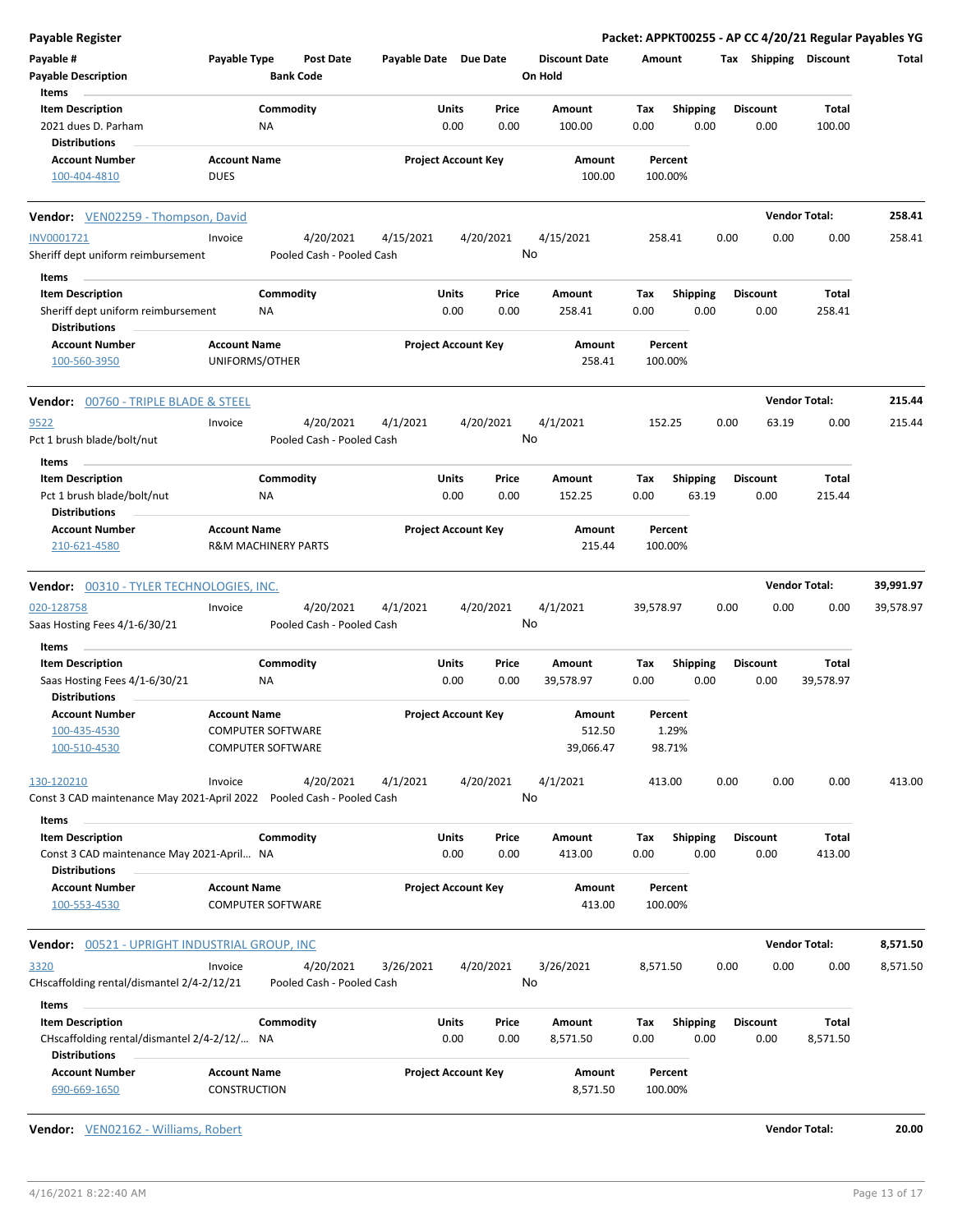**Payable Register** — **Packet: APPKT00255 - AP CC 4/20/21 Regular Payables YG**

| Payable # | Payable Type | Post Date | Payable Date | Due Date | Discount Date | Amount | Tax | Shipping | Discount | Total |
|---|---|---|---|---|---|---|---|---|---|---|
| Payable Description | | Bank Code | | | On Hold | | | | | |

**Items**

| Item Description | Commodity | Units | Price | Amount | Tax | Shipping | Discount | Total |
|---|---|---|---|---|---|---|---|---|
| 2021 dues D. Parham | NA | 0.00 | 0.00 | 100.00 | 0.00 | 0.00 | 0.00 | 100.00 |

**Distributions**

| Account Number | Account Name | Project Account Key | Amount | Percent |
|---|---|---|---|---|
| 100-404-4810 | DUES | | 100.00 | 100.00% |

**Vendor:** VEN02259 - Thompson, David — **Vendor Total: 258.41**

| Payable # | Payable Type | Post Date | Payable Date | Due Date | Discount Date | Amount | Tax | Shipping | Discount | Total |
|---|---|---|---|---|---|---|---|---|---|---|
| INV0001721 | Invoice | 4/20/2021 | 4/15/2021 | 4/20/2021 | 4/15/2021 | 258.41 | 0.00 | 0.00 | 0.00 | 258.41 |
| Sheriff dept uniform reimbursement | | Pooled Cash - Pooled Cash | | | No | | | | | |

**Items**

| Item Description | Commodity | Units | Price | Amount | Tax | Shipping | Discount | Total |
|---|---|---|---|---|---|---|---|---|
| Sheriff dept uniform reimbursement | NA | 0.00 | 0.00 | 258.41 | 0.00 | 0.00 | 0.00 | 258.41 |

**Distributions**

| Account Number | Account Name | Project Account Key | Amount | Percent |
|---|---|---|---|---|
| 100-560-3950 | UNIFORMS/OTHER | | 258.41 | 100.00% |

**Vendor:** 00760 - TRIPLE BLADE & STEEL — **Vendor Total: 215.44**

| Payable # | Payable Type | Post Date | Payable Date | Due Date | Discount Date | Amount | Tax | Shipping | Discount | Total |
|---|---|---|---|---|---|---|---|---|---|---|
| 9522 | Invoice | 4/20/2021 | 4/1/2021 | 4/20/2021 | 4/1/2021 | 152.25 | 0.00 | 63.19 | 0.00 | 215.44 |
| Pct 1 brush blade/bolt/nut | | Pooled Cash - Pooled Cash | | | No | | | | | |

**Items**

| Item Description | Commodity | Units | Price | Amount | Tax | Shipping | Discount | Total |
|---|---|---|---|---|---|---|---|---|
| Pct 1 brush blade/bolt/nut | NA | 0.00 | 0.00 | 152.25 | 0.00 | 63.19 | 0.00 | 215.44 |

**Distributions**

| Account Number | Account Name | Project Account Key | Amount | Percent |
|---|---|---|---|---|
| 210-621-4580 | R&M MACHINERY PARTS | | 215.44 | 100.00% |

**Vendor:** 00310 - TYLER TECHNOLOGIES, INC. — **Vendor Total: 39,991.97**

| Payable # | Payable Type | Post Date | Payable Date | Due Date | Discount Date | Amount | Tax | Shipping | Discount | Total |
|---|---|---|---|---|---|---|---|---|---|---|
| 020-128758 | Invoice | 4/20/2021 | 4/1/2021 | 4/20/2021 | 4/1/2021 | 39,578.97 | 0.00 | 0.00 | 0.00 | 39,578.97 |
| Saas Hosting Fees 4/1-6/30/21 | | Pooled Cash - Pooled Cash | | | No | | | | | |

**Items**

| Item Description | Commodity | Units | Price | Amount | Tax | Shipping | Discount | Total |
|---|---|---|---|---|---|---|---|---|
| Saas Hosting Fees 4/1-6/30/21 | NA | 0.00 | 0.00 | 39,578.97 | 0.00 | 0.00 | 0.00 | 39,578.97 |

**Distributions**

| Account Number | Account Name | Project Account Key | Amount | Percent |
|---|---|---|---|---|
| 100-435-4530 | COMPUTER SOFTWARE | | 512.50 | 1.29% |
| 100-510-4530 | COMPUTER SOFTWARE | | 39,066.47 | 98.71% |

| Payable # | Payable Type | Post Date | Payable Date | Due Date | Discount Date | Amount | Tax | Shipping | Discount | Total |
|---|---|---|---|---|---|---|---|---|---|---|
| 130-120210 | Invoice | 4/20/2021 | 4/1/2021 | 4/20/2021 | 4/1/2021 | 413.00 | 0.00 | 0.00 | 0.00 | 413.00 |
| Const 3 CAD maintenance May 2021-April 2022 | | Pooled Cash - Pooled Cash | | | No | | | | | |

**Items**

| Item Description | Commodity | Units | Price | Amount | Tax | Shipping | Discount | Total |
|---|---|---|---|---|---|---|---|---|
| Const 3 CAD maintenance May 2021-April... | NA | 0.00 | 0.00 | 413.00 | 0.00 | 0.00 | 0.00 | 413.00 |

**Distributions**

| Account Number | Account Name | Project Account Key | Amount | Percent |
|---|---|---|---|---|
| 100-553-4530 | COMPUTER SOFTWARE | | 413.00 | 100.00% |

**Vendor:** 00521 - UPRIGHT INDUSTRIAL GROUP, INC — **Vendor Total: 8,571.50**

| Payable # | Payable Type | Post Date | Payable Date | Due Date | Discount Date | Amount | Tax | Shipping | Discount | Total |
|---|---|---|---|---|---|---|---|---|---|---|
| 3320 | Invoice | 4/20/2021 | 3/26/2021 | 4/20/2021 | 3/26/2021 | 8,571.50 | 0.00 | 0.00 | 0.00 | 8,571.50 |
| CHscaffolding rental/dismantel 2/4-2/12/21 | | Pooled Cash - Pooled Cash | | | No | | | | | |

**Items**

| Item Description | Commodity | Units | Price | Amount | Tax | Shipping | Discount | Total |
|---|---|---|---|---|---|---|---|---|
| CHscaffolding rental/dismantel 2/4-2/12/... | NA | 0.00 | 0.00 | 8,571.50 | 0.00 | 0.00 | 0.00 | 8,571.50 |

**Distributions**

| Account Number | Account Name | Project Account Key | Amount | Percent |
|---|---|---|---|---|
| 690-669-1650 | CONSTRUCTION | | 8,571.50 | 100.00% |

**Vendor:** VEN02162 - Williams, Robert — **Vendor Total: 20.00**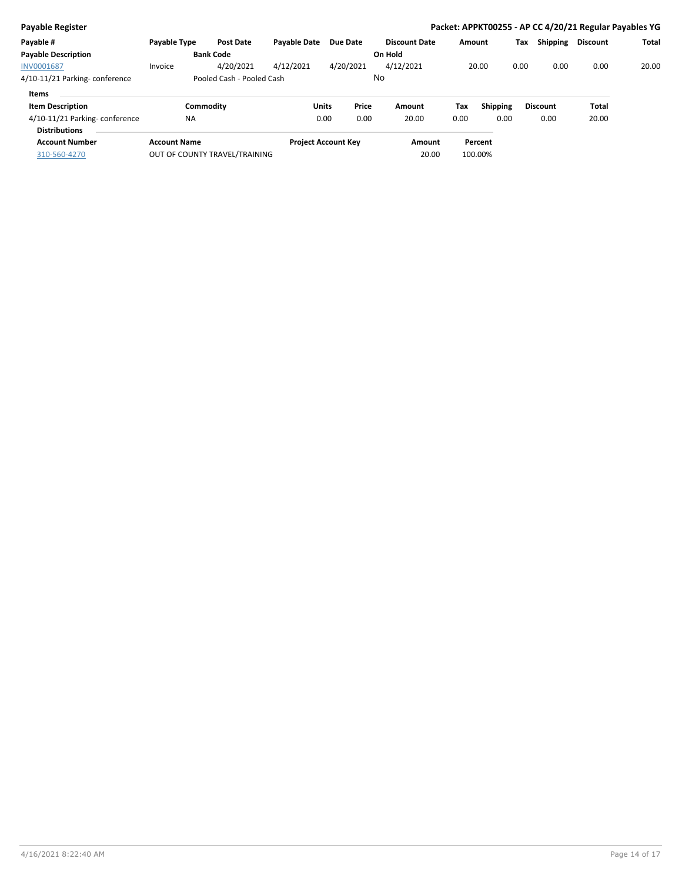**Payable Register**

**Packet: APPKT00255 - AP CC 4/20/21 Regular Payables YG**

| Payable # | Payable Type | Post Date | Payable Date | Due Date | Discount Date | Amount | Tax | Shipping | Discount | Total |
|---|---|---|---|---|---|---|---|---|---|---|
| **Payable Description** | | **Bank Code** | | | **On Hold** | | | | | |
| INV0001687 | Invoice | 4/20/2021 | 4/12/2021 | 4/20/2021 | 4/12/2021 | 20.00 | 0.00 | 0.00 | 0.00 | 20.00 |
| 4/10-11/21 Parking- conference | | Pooled Cash - Pooled Cash | | | No | | | | | |

**Items**

| Item Description | Commodity | Units | Price | Amount | Tax | Shipping | Discount | Total |
|---|---|---|---|---|---|---|---|---|
| 4/10-11/21 Parking- conference | NA | 0.00 | 0.00 | 20.00 | 0.00 | 0.00 | 0.00 | 20.00 |

**Distributions**

| Account Number | Account Name | Project Account Key | Amount | Percent |
|---|---|---|---|---|
| 310-560-4270 | OUT OF COUNTY TRAVEL/TRAINING | | 20.00 | 100.00% |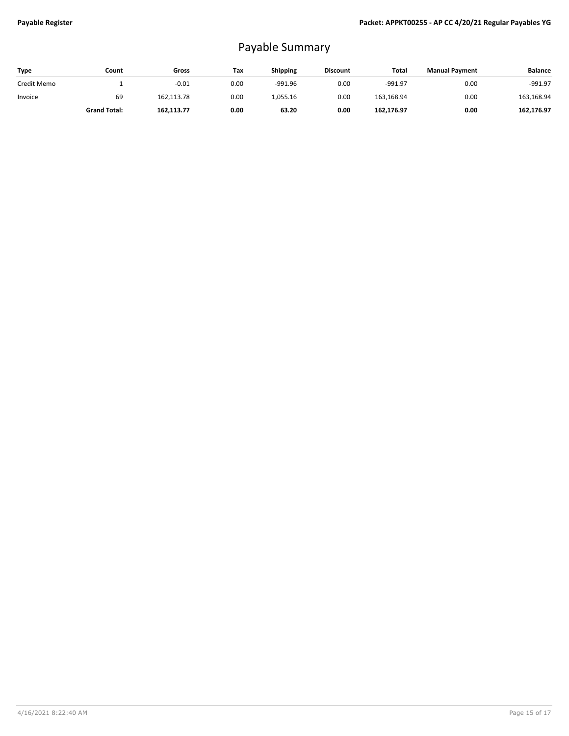# Payable Summary

| Type | Count | Gross | Tax | Shipping | Discount | Total | Manual Payment | Balance |
|---|---|---|---|---|---|---|---|---|
| Credit Memo | 1 | -0.01 | 0.00 | -991.96 | 0.00 | -991.97 | 0.00 | -991.97 |
| Invoice | 69 | 162,113.78 | 0.00 | 1,055.16 | 0.00 | 163,168.94 | 0.00 | 163,168.94 |
| | **Grand Total:** | **162,113.77** | **0.00** | **63.20** | **0.00** | **162,176.97** | **0.00** | **162,176.97** |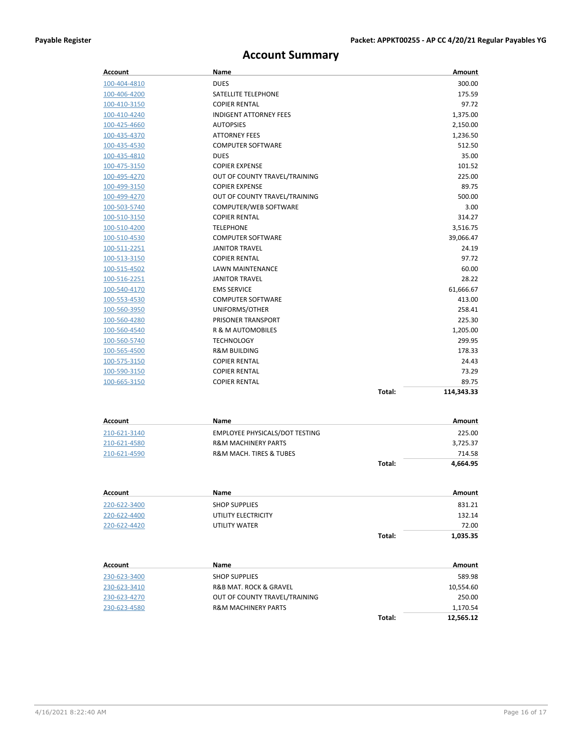# Account Summary

| Account | Name | | Amount |
|---|---|---|---|
| 100-404-4810 | DUES | | 300.00 |
| 100-406-4200 | SATELLITE TELEPHONE | | 175.59 |
| 100-410-3150 | COPIER RENTAL | | 97.72 |
| 100-410-4240 | INDIGENT ATTORNEY FEES | | 1,375.00 |
| 100-425-4660 | AUTOPSIES | | 2,150.00 |
| 100-435-4370 | ATTORNEY FEES | | 1,236.50 |
| 100-435-4530 | COMPUTER SOFTWARE | | 512.50 |
| 100-435-4810 | DUES | | 35.00 |
| 100-475-3150 | COPIER EXPENSE | | 101.52 |
| 100-495-4270 | OUT OF COUNTY TRAVEL/TRAINING | | 225.00 |
| 100-499-3150 | COPIER EXPENSE | | 89.75 |
| 100-499-4270 | OUT OF COUNTY TRAVEL/TRAINING | | 500.00 |
| 100-503-5740 | COMPUTER/WEB SOFTWARE | | 3.00 |
| 100-510-3150 | COPIER RENTAL | | 314.27 |
| 100-510-4200 | TELEPHONE | | 3,516.75 |
| 100-510-4530 | COMPUTER SOFTWARE | | 39,066.47 |
| 100-511-2251 | JANITOR TRAVEL | | 24.19 |
| 100-513-3150 | COPIER RENTAL | | 97.72 |
| 100-515-4502 | LAWN MAINTENANCE | | 60.00 |
| 100-516-2251 | JANITOR TRAVEL | | 28.22 |
| 100-540-4170 | EMS SERVICE | | 61,666.67 |
| 100-553-4530 | COMPUTER SOFTWARE | | 413.00 |
| 100-560-3950 | UNIFORMS/OTHER | | 258.41 |
| 100-560-4280 | PRISONER TRANSPORT | | 225.30 |
| 100-560-4540 | R & M AUTOMOBILES | | 1,205.00 |
| 100-560-5740 | TECHNOLOGY | | 299.95 |
| 100-565-4500 | R&M BUILDING | | 178.33 |
| 100-575-3150 | COPIER RENTAL | | 24.43 |
| 100-590-3150 | COPIER RENTAL | | 73.29 |
| 100-665-3150 | COPIER RENTAL | | 89.75 |
| | | **Total:** | **114,343.33** |

| Account | Name | | Amount |
|---|---|---|---|
| 210-621-3140 | EMPLOYEE PHYSICALS/DOT TESTING | | 225.00 |
| 210-621-4580 | R&M MACHINERY PARTS | | 3,725.37 |
| 210-621-4590 | R&M MACH. TIRES & TUBES | | 714.58 |
| | | **Total:** | **4,664.95** |

| Account | Name | | Amount |
|---|---|---|---|
| 220-622-3400 | SHOP SUPPLIES | | 831.21 |
| 220-622-4400 | UTILITY ELECTRICITY | | 132.14 |
| 220-622-4420 | UTILITY WATER | | 72.00 |
| | | **Total:** | **1,035.35** |

| Account | Name | | Amount |
|---|---|---|---|
| 230-623-3400 | SHOP SUPPLIES | | 589.98 |
| 230-623-3410 | R&B MAT. ROCK & GRAVEL | | 10,554.60 |
| 230-623-4270 | OUT OF COUNTY TRAVEL/TRAINING | | 250.00 |
| 230-623-4580 | R&M MACHINERY PARTS | | 1,170.54 |
| | | **Total:** | **12,565.12** |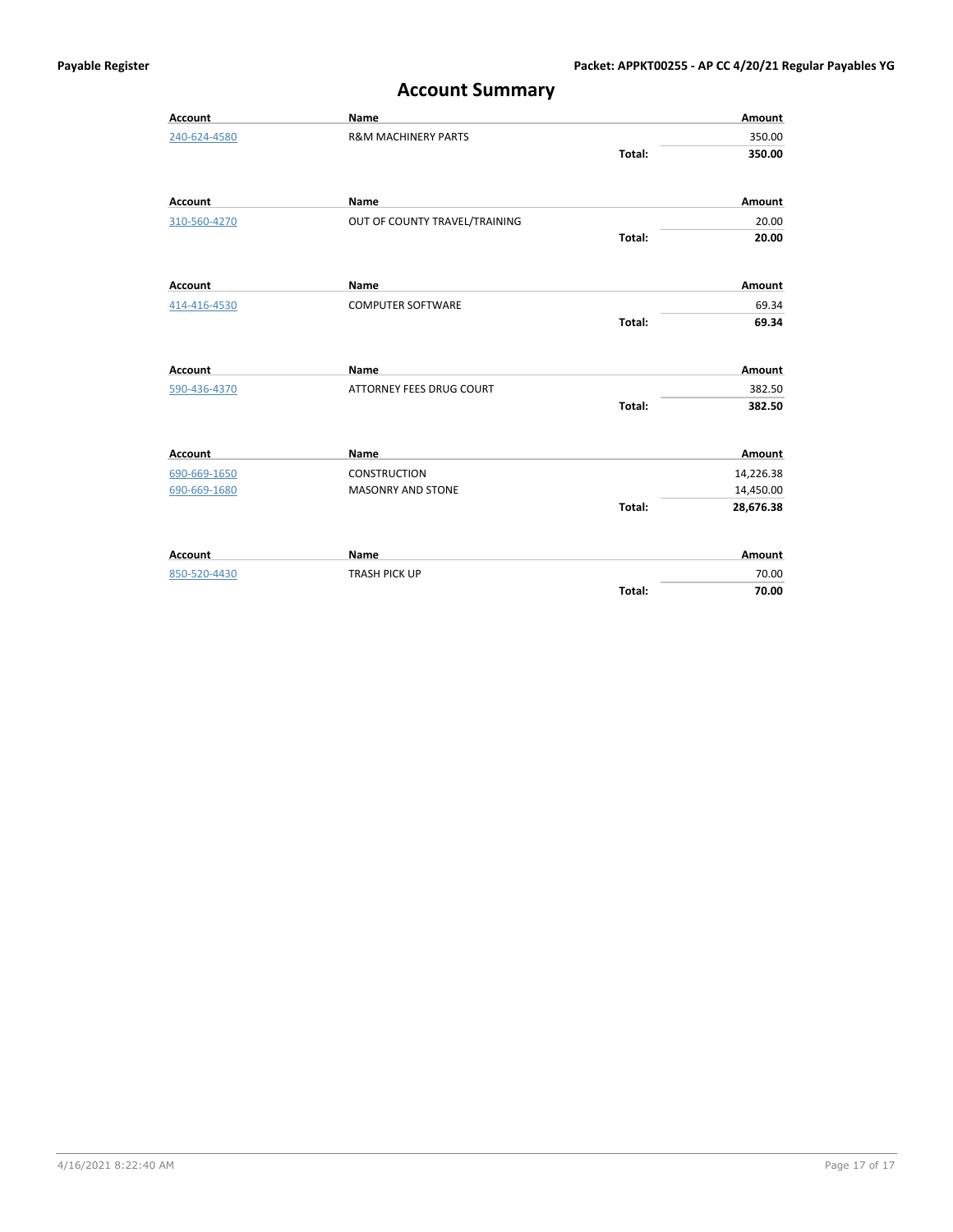# Account Summary

| Account | Name | | Amount |
|---|---|---|---|
| 240-624-4580 | R&M MACHINERY PARTS | | 350.00 |
| | | Total: | **350.00** |

| Account | Name | | Amount |
|---|---|---|---|
| 310-560-4270 | OUT OF COUNTY TRAVEL/TRAINING | | 20.00 |
| | | Total: | **20.00** |

| Account | Name | | Amount |
|---|---|---|---|
| 414-416-4530 | COMPUTER SOFTWARE | | 69.34 |
| | | Total: | **69.34** |

| Account | Name | | Amount |
|---|---|---|---|
| 590-436-4370 | ATTORNEY FEES DRUG COURT | | 382.50 |
| | | Total: | **382.50** |

| Account | Name | | Amount |
|---|---|---|---|
| 690-669-1650 | CONSTRUCTION | | 14,226.38 |
| 690-669-1680 | MASONRY AND STONE | | 14,450.00 |
| | | Total: | **28,676.38** |

| Account | Name | | Amount |
|---|---|---|---|
| 850-520-4430 | TRASH PICK UP | | 70.00 |
| | | Total: | **70.00** |